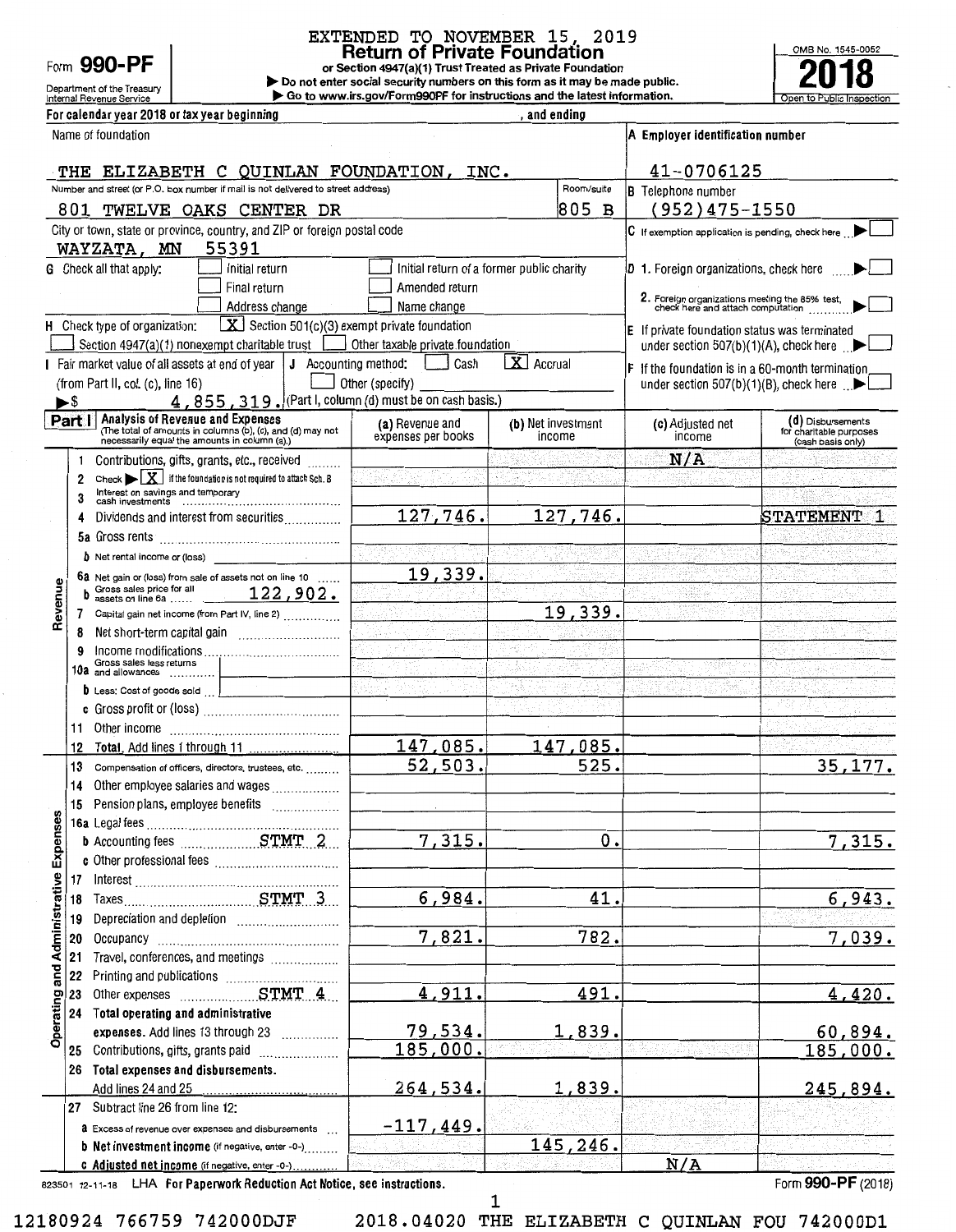EXTENDED TO NOVEMBER 15, 2019

# Form 990-PF — Return of Private Foundation

or Section 4947(a)(1) Trust Treated as Private Foundation

▶ Do not enter social security numbers on this form as it may be made public.
▶ Go to www.irs.gov/Form990PF for instructions and the latest information.

Department of the Treasury, Internal Revenue Service

OMB No. 1545-0052 — **2018** — Open to Public Inspection

For calendar year 2018 or tax year beginning , and ending

Name of foundation: THE ELIZABETH C QUINLAN FOUNDATION, INC.

A Employer identification number: 41-0706125

Number and street (or P.O. box number if mail is not delivered to street address): 801 TWELVE OAKS CENTER DR — Room/suite: 805 B

B Telephone number: (952)475-1550

City or town, state or province, country, and ZIP or foreign postal code: WAYZATA, MN 55391

C If exemption application is pending, check here ☐

G Check all that apply: ☐ Initial return ☐ Initial return of a former public charity ☐ Final return ☐ Amended return ☐ Address change ☐ Name change

D 1. Foreign organizations, check here ☐
2. Foreign organizations meeting the 85% test, check here and attach computation ☐

H Check type of organization: [X] Section 501(c)(3) exempt private foundation ☐ Section 4947(a)(1) nonexempt charitable trust ☐ Other taxable private foundation

E If private foundation status was terminated under section 507(b)(1)(A), check here ☐

I Fair market value of all assets at end of year (from Part II, col. (c), line 16) ▶$ 4,855,319.

J Accounting method: ☐ Cash [X] Accrual ☐ Other (specify) (Part I, column (d) must be on cash basis.)

F If the foundation is in a 60-month termination under section 507(b)(1)(B), check here ☐

## Part I — Analysis of Revenue and Expenses

(The total of amounts in columns (b), (c), and (d) may not necessarily equal the amounts in column (a).)

| | Line | (a) Revenue and expenses per books | (b) Net investment income | (c) Adjusted net income | (d) Disbursements for charitable purposes (cash basis only) |
|---|---|---|---|---|---|
| Revenue | 1 Contributions, gifts, grants, etc., received | | | N/A | |
| | 2 Check ▶ [X] if the foundation is not required to attach Sch. B | | | | |
| | 3 Interest on savings and temporary cash investments | | | | |
| | 4 Dividends and interest from securities | 127,746. | 127,746. | | STATEMENT 1 |
| | 5a Gross rents | | | | |
| | b Net rental income or (loss) | | | | |
| | 6a Net gain or (loss) from sale of assets not on line 10 | 19,339. | | | |
| | b Gross sales price for all assets on line 6a 122,902. | | | | |
| | 7 Capital gain net income (from Part IV, line 2) | | 19,339. | | |
| | 8 Net short-term capital gain | | | | |
| | 9 Income modifications | | | | |
| | 10a Gross sales less returns and allowances | | | | |
| | b Less: Cost of goods sold | | | | |
| | c Gross profit or (loss) | | | | |
| | 11 Other income | | | | |
| | 12 Total. Add lines 1 through 11 | 147,085. | 147,085. | | |
| Operating and Administrative Expenses | 13 Compensation of officers, directors, trustees, etc. | 52,503. | 525. | | 35,177. |
| | 14 Other employee salaries and wages | | | | |
| | 15 Pension plans, employee benefits | | | | |
| | 16a Legal fees | | | | |
| | b Accounting fees STMT 2 | 7,315. | 0. | | 7,315. |
| | c Other professional fees | | | | |
| | 17 Interest | | | | |
| | 18 Taxes STMT 3 | 6,984. | 41. | | 6,943. |
| | 19 Depreciation and depletion | | | | |
| | 20 Occupancy | 7,821. | 782. | | 7,039. |
| | 21 Travel, conferences, and meetings | | | | |
| | 22 Printing and publications | | | | |
| | 23 Other expenses STMT 4 | 4,911. | 491. | | 4,420. |
| | 24 Total operating and administrative expenses. Add lines 13 through 23 | 79,534. | 1,839. | | 60,894. |
| | 25 Contributions, gifts, grants paid | 185,000. | | | 185,000. |
| | 26 Total expenses and disbursements. Add lines 24 and 25 | 264,534. | 1,839. | | 245,894. |
| | 27 Subtract line 26 from line 12: | | | | |
| | a Excess of revenue over expenses and disbursements | -117,449. | | | |
| | b Net investment income (if negative, enter -0-) | | 145,246. | | |
| | c Adjusted net income (if negative, enter -0-) | | | N/A | |

823501 12-11-18 LHA For Paperwork Reduction Act Notice, see instructions. Form **990-PF** (2018)

12180924 766759 742000DJF 2018.04020 THE ELIZABETH C QUINLAN FOU 742000D1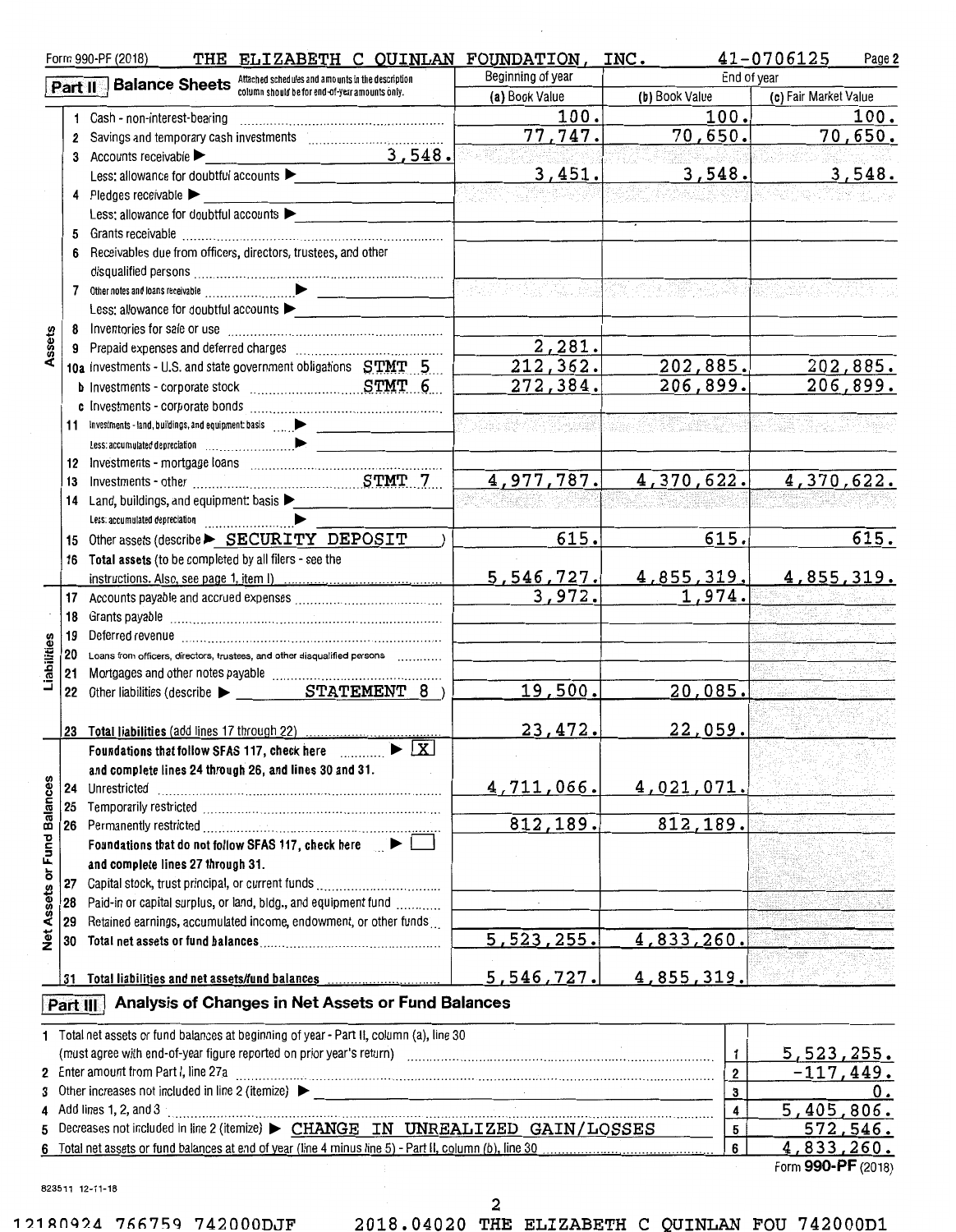Form 990-PF (2018) THE ELIZABETH C QUINLAN FOUNDATION, INC. 41-0706125

## Part II Balance Sheets

Attached schedules and amounts in the description column should be for end-of-year amounts only.

| | | Beginning of year (a) Book Value | End of year (b) Book Value | End of year (c) Fair Market Value |
|---|---|---|---|---|
| **Assets** | 1 Cash - non-interest-bearing | 100. | 100. | 100. |
| | 2 Savings and temporary cash investments | 77,747. | 70,650. | 70,650. |
| | 3 Accounts receivable ▶ 3,548. | | | |
| | Less: allowance for doubtful accounts ▶ | 3,451. | 3,548. | 3,548. |
| | 4 Pledges receivable ▶ | | | |
| | Less: allowance for doubtful accounts ▶ | | | |
| | 5 Grants receivable | | | |
| | 6 Receivables due from officers, directors, trustees, and other disqualified persons | | | |
| | 7 Other notes and loans receivable ▶ | | | |
| | Less: allowance for doubtful accounts ▶ | | | |
| | 8 Inventories for sale or use | | | |
| | 9 Prepaid expenses and deferred charges | 2,281. | | |
| | 10a Investments - U.S. and state government obligations STMT 5 | 212,362. | 202,885. | 202,885. |
| | b Investments - corporate stock STMT 6 | 272,384. | 206,899. | 206,899. |
| | c Investments - corporate bonds | | | |
| | 11 Investments - land, buildings, and equipment: basis ▶ | | | |
| | Less: accumulated depreciation ▶ | | | |
| | 12 Investments - mortgage loans | | | |
| | 13 Investments - other STMT 7 | 4,977,787. | 4,370,622. | 4,370,622. |
| | 14 Land, buildings, and equipment: basis ▶ | | | |
| | Less: accumulated depreciation ▶ | | | |
| | 15 Other assets (describe ▶ SECURITY DEPOSIT ) | 615. | 615. | 615. |
| | 16 Total assets (to be completed by all filers - see the instructions. Also, see page 1, item I) | 5,546,727. | 4,855,319. | 4,855,319. |
| **Liabilities** | 17 Accounts payable and accrued expenses | 3,972. | 1,974. | |
| | 18 Grants payable | | | |
| | 19 Deferred revenue | | | |
| | 20 Loans from officers, directors, trustees, and other disqualified persons | | | |
| | 21 Mortgages and other notes payable | | | |
| | 22 Other liabilities (describe ▶ STATEMENT 8 ) | 19,500. | 20,085. | |
| | 23 Total liabilities (add lines 17 through 22) | 23,472. | 22,059. | |
| **Net Assets or Fund Balances** | Foundations that follow SFAS 117, check here ▶ [X] and complete lines 24 through 26, and lines 30 and 31. | | | |
| | 24 Unrestricted | 4,711,066. | 4,021,071. | |
| | 25 Temporarily restricted | | | |
| | 26 Permanently restricted | 812,189. | 812,189. | |
| | Foundations that do not follow SFAS 117, check here ▶ [ ] and complete lines 27 through 31. | | | |
| | 27 Capital stock, trust principal, or current funds | | | |
| | 28 Paid-in or capital surplus, or land, bldg., and equipment fund | | | |
| | 29 Retained earnings, accumulated income, endowment, or other funds | | | |
| | 30 Total net assets or fund balances | 5,523,255. | 4,833,260. | |
| | 31 Total liabilities and net assets/fund balances | 5,546,727. | 4,855,319. | |

## Part III Analysis of Changes in Net Assets or Fund Balances

| | | | |
|---|---|---|---|
| 1 | Total net assets or fund balances at beginning of year - Part II, column (a), line 30 (must agree with end-of-year figure reported on prior year's return) | 1 | 5,523,255. |
| 2 | Enter amount from Part I, line 27a | 2 | -117,449. |
| 3 | Other increases not included in line 2 (itemize) ▶ | 3 | 0. |
| 4 | Add lines 1, 2, and 3 | 4 | 5,405,806. |
| 5 | Decreases not included in line 2 (itemize) ▶ CHANGE IN UNREALIZED GAIN/LOSSES | 5 | 572,546. |
| 6 | Total net assets or fund balances at end of year (line 4 minus line 5) - Part II, column (b), line 30 | 6 | 4,833,260. |

Form 990-PF (2018)

823511 12-11-18

12180924 766759 742000DJF 2018.04020 THE ELIZABETH C QUINLAN FOU 742000D1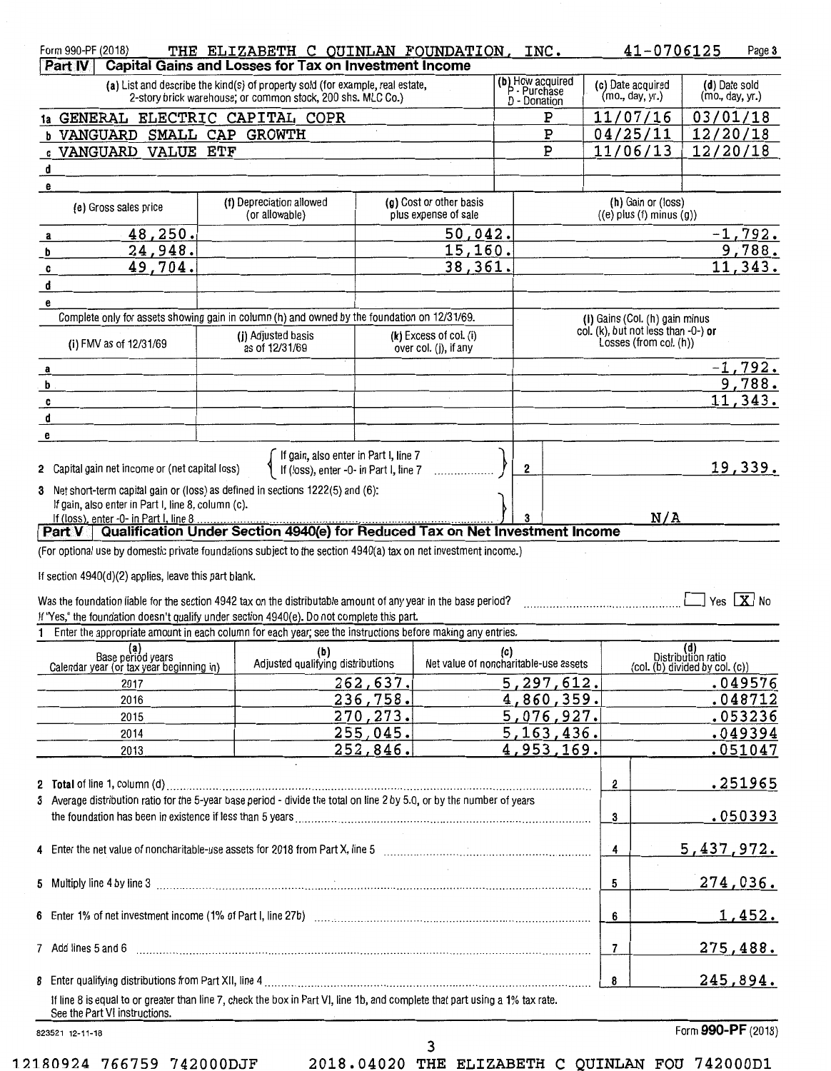Form 990-PF (2018) THE ELIZABETH C QUINLAN FOUNDATION, INC. 41-0706125

## Part IV Capital Gains and Losses for Tax on Investment Income

| (a) List and describe the kind(s) of property sold (for example, real estate, 2-story brick warehouse; or common stock, 200 shs. MLC Co.) | (b) How acquired P - Purchase D - Donation | (c) Date acquired (mo., day, yr.) | (d) Date sold (mo., day, yr.) |
|---|---|---|---|
| 1a GENERAL ELECTRIC CAPITAL COPR | P | 11/07/16 | 03/01/18 |
| b VANGUARD SMALL CAP GROWTH | P | 04/25/11 | 12/20/18 |
| c VANGUARD VALUE ETF | P | 11/06/13 | 12/20/18 |
| d | | | |
| e | | | |

| | (e) Gross sales price | (f) Depreciation allowed (or allowable) | (g) Cost or other basis plus expense of sale | (h) Gain or (loss) ((e) plus (f) minus (g)) |
|---|---|---|---|---|
| a | 48,250. | | 50,042. | -1,792. |
| b | 24,948. | | 15,160. | 9,788. |
| c | 49,704. | | 38,361. | 11,343. |
| d | | | | |
| e | | | | |

Complete only for assets showing gain in column (h) and owned by the foundation on 12/31/69.

| | (i) FMV as of 12/31/69 | (j) Adjusted basis as of 12/31/69 | (k) Excess of col. (i) over col. (j), if any | (l) Gains (Col. (h) gain minus col. (k), but not less than -0-) **or** Losses (from col. (h)) |
|---|---|---|---|---|
| a | | | | -1,792. |
| b | | | | 9,788. |
| c | | | | 11,343. |
| d | | | | |
| e | | | | |

2 Capital gain net income or (net capital loss) { If gain, also enter in Part I, line 7; If (loss), enter -0- in Part I, line 7 } — **2** — 19,339.

3 Net short-term capital gain or (loss) as defined in sections 1222(5) and (6): If gain, also enter in Part I, line 8, column (c). If (loss), enter -0- in Part I, line 8 — **3** — N/A

## Part V Qualification Under Section 4940(e) for Reduced Tax on Net Investment Income

(For optional use by domestic private foundations subject to the section 4940(a) tax on net investment income.)

If section 4940(d)(2) applies, leave this part blank.

Was the foundation liable for the section 4942 tax on the distributable amount of any year in the base period? ☐ Yes ☒ No

If "Yes," the foundation doesn't qualify under section 4940(e). Do not complete this part.

1 Enter the appropriate amount in each column for each year; see the instructions before making any entries.

| (a) Base period years Calendar year (or tax year beginning in) | (b) Adjusted qualifying distributions | (c) Net value of noncharitable-use assets | (d) Distribution ratio (col. (b) divided by col. (c)) |
|---|---|---|---|
| 2017 | 262,637. | 5,297,612. | .049576 |
| 2016 | 236,758. | 4,860,359. | .048712 |
| 2015 | 270,273. | 5,076,927. | .053236 |
| 2014 | 255,045. | 5,163,436. | .049394 |
| 2013 | 252,846. | 4,953,169. | .051047 |

| | | |
|---|---|---|
| 2 Total of line 1, column (d) | 2 | .251965 |
| 3 Average distribution ratio for the 5-year base period - divide the total on line 2 by 5.0, or by the number of years the foundation has been in existence if less than 5 years | 3 | .050393 |
| 4 Enter the net value of noncharitable-use assets for 2018 from Part X, line 5 | 4 | 5,437,972. |
| 5 Multiply line 4 by line 3 | 5 | 274,036. |
| 6 Enter 1% of net investment income (1% of Part I, line 27b) | 6 | 1,452. |
| 7 Add lines 5 and 6 | 7 | 275,488. |
| 8 Enter qualifying distributions from Part XII, line 4 | 8 | 245,894. |

If line 8 is equal to or greater than line 7, check the box in Part VI, line 1b, and complete that part using a 1% tax rate. See the Part VI instructions.

Form **990-PF** (2018)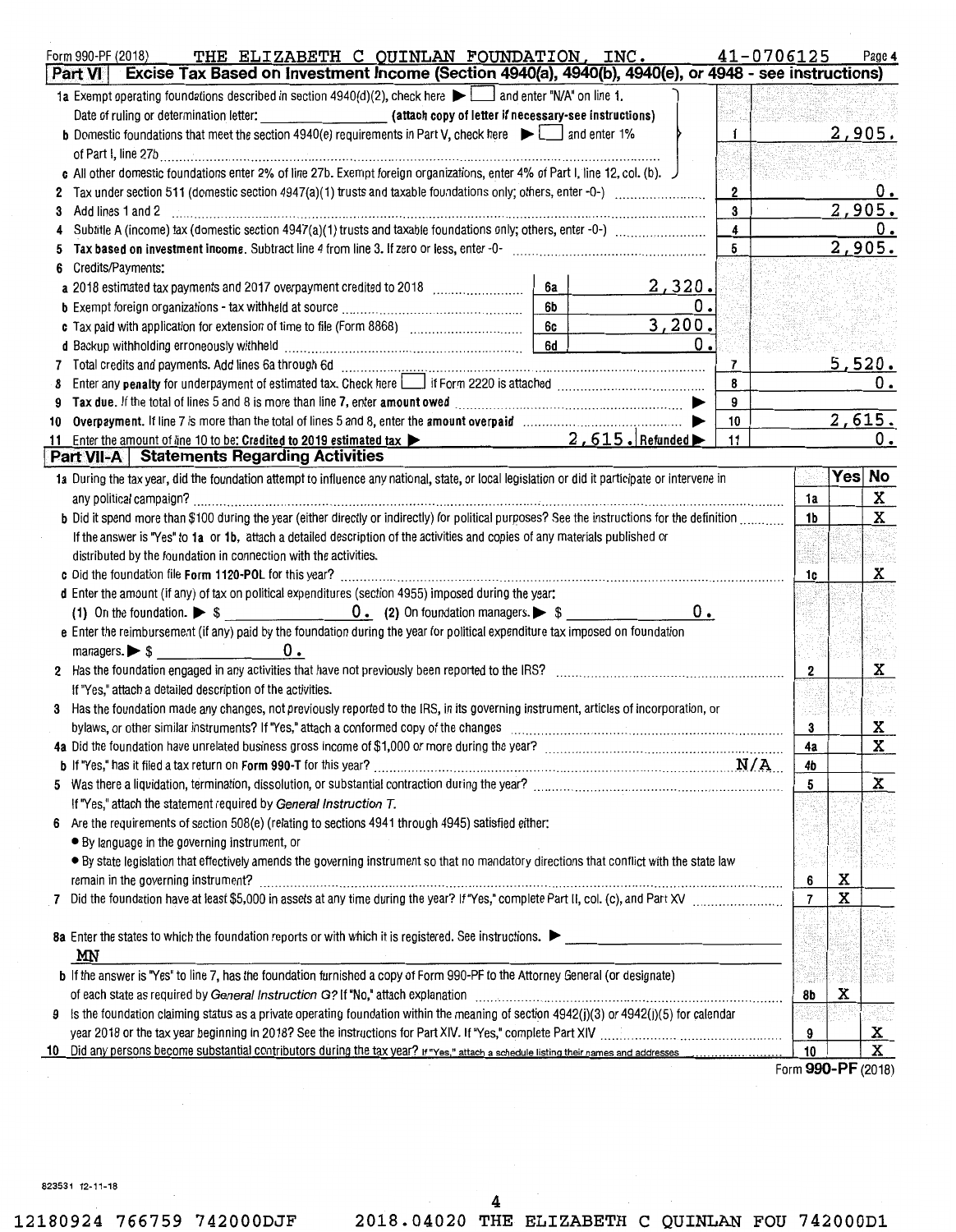Form 990-PF (2018) THE ELIZABETH C QUINLAN FOUNDATION, INC. 41-0706125 Page 4

## Part VI Excise Tax Based on Investment Income (Section 4940(a), 4940(b), 4940(e), or 4948 - see instructions)

| | | | |
|---|---|---|---|
| **1a** Exempt operating foundations described in section 4940(d)(2), check here ▶ ☐ and enter "N/A" on line 1. Date of ruling or determination letter: ______ (attach copy of letter if necessary-see instructions) | | | |
| **b** Domestic foundations that meet the section 4940(e) requirements in Part V, check here ▶ ☐ and enter 1% of Part I, line 27b | | 1 | 2,905. |
| **c** All other domestic foundations enter 2% of line 27b. Exempt foreign organizations, enter 4% of Part I, line 12, col. (b). | | | |
| **2** Tax under section 511 (domestic section 4947(a)(1) trusts and taxable foundations only; others, enter -0-) | | 2 | 0. |
| **3** Add lines 1 and 2 | | 3 | 2,905. |
| **4** Subtitle A (income) tax (domestic section 4947(a)(1) trusts and taxable foundations only; others, enter -0-) | | 4 | 0. |
| **5** **Tax based on investment income.** Subtract line 4 from line 3. If zero or less, enter -0- | | 5 | 2,905. |
| **6** Credits/Payments: | | | |
| **a** 2018 estimated tax payments and 2017 overpayment credited to 2018 | 6a 2,320. | | |
| **b** Exempt foreign organizations - tax withheld at source | 6b 0. | | |
| **c** Tax paid with application for extension of time to file (Form 8868) | 6c 3,200. | | |
| **d** Backup withholding erroneously withheld | 6d 0. | | |
| **7** Total credits and payments. Add lines 6a through 6d | | 7 | 5,520. |
| **8** Enter any **penalty** for underpayment of estimated tax. Check here ☐ if Form 2220 is attached | | 8 | 0. |
| **9** **Tax due.** If the total of lines 5 and 8 is more than line 7, enter **amount owed** ▶ | | 9 | |
| **10** **Overpayment.** If line 7 is more than the total of lines 5 and 8, enter the **amount overpaid** ▶ | | 10 | 2,615. |
| **11** Enter the amount of line 10 to be: **Credited to 2019 estimated tax** ▶ 2,615. **Refunded** ▶ | | 11 | 0. |

## Part VII-A Statements Regarding Activities

| | | Yes | No |
|---|---|---|---|
| **1a** During the tax year, did the foundation attempt to influence any national, state, or local legislation or did it participate or intervene in any political campaign? | 1a | | X |
| **b** Did it spend more than $100 during the year (either directly or indirectly) for political purposes? See the instructions for the definition. If the answer is "Yes" to **1a** or **1b**, attach a detailed description of the activities and copies of any materials published or distributed by the foundation in connection with the activities. | 1b | | X |
| **c** Did the foundation file **Form 1120-POL** for this year? | 1c | | X |
| **d** Enter the amount (if any) of tax on political expenditures (section 4955) imposed during the year: (1) On the foundation. ▶ $ 0. (2) On foundation managers. ▶ $ 0. | | | |
| **e** Enter the reimbursement (if any) paid by the foundation during the year for political expenditure tax imposed on foundation managers. ▶ $ 0. | | | |
| **2** Has the foundation engaged in any activities that have not previously been reported to the IRS? If "Yes," attach a detailed description of the activities. | 2 | | X |
| **3** Has the foundation made any changes, not previously reported to the IRS, in its governing instrument, articles of incorporation, or bylaws, or other similar instruments? If "Yes," attach a conformed copy of the changes | 3 | | X |
| **4a** Did the foundation have unrelated business gross income of $1,000 or more during the year? | 4a | | X |
| **b** If "Yes," has it filed a tax return on **Form 990-T** for this year? N/A | 4b | | |
| **5** Was there a liquidation, termination, dissolution, or substantial contraction during the year? If "Yes," attach the statement required by *General Instruction T.* | 5 | | X |
| **6** Are the requirements of section 508(e) (relating to sections 4941 through 4945) satisfied either: • By language in the governing instrument, or • By state legislation that effectively amends the governing instrument so that no mandatory directions that conflict with the state law remain in the governing instrument? | 6 | X | |
| **7** Did the foundation have at least $5,000 in assets at any time during the year? If "Yes," complete Part II, col. (c), and Part XV | 7 | X | |
| **8a** Enter the states to which the foundation reports or with which it is registered. See instructions. ▶ MN | | | |
| **b** If the answer is "Yes" to line 7, has the foundation furnished a copy of Form 990-PF to the Attorney General (or designate) of each state as required by *General Instruction G*? If "No," attach explanation | 8b | X | |
| **9** Is the foundation claiming status as a private operating foundation within the meaning of section 4942(j)(3) or 4942(j)(5) for calendar year 2018 or the tax year beginning in 2018? See the instructions for Part XIV. If "Yes," complete Part XIV | 9 | | X |
| **10** Did any persons become substantial contributors during the tax year? If "Yes," attach a schedule listing their names and addresses | 10 | | X |

Form **990-PF** (2018)

823531 12-11-18

12180924 766759 742000DJF 2018.04020 THE ELIZABETH C QUINLAN FOU 742000D1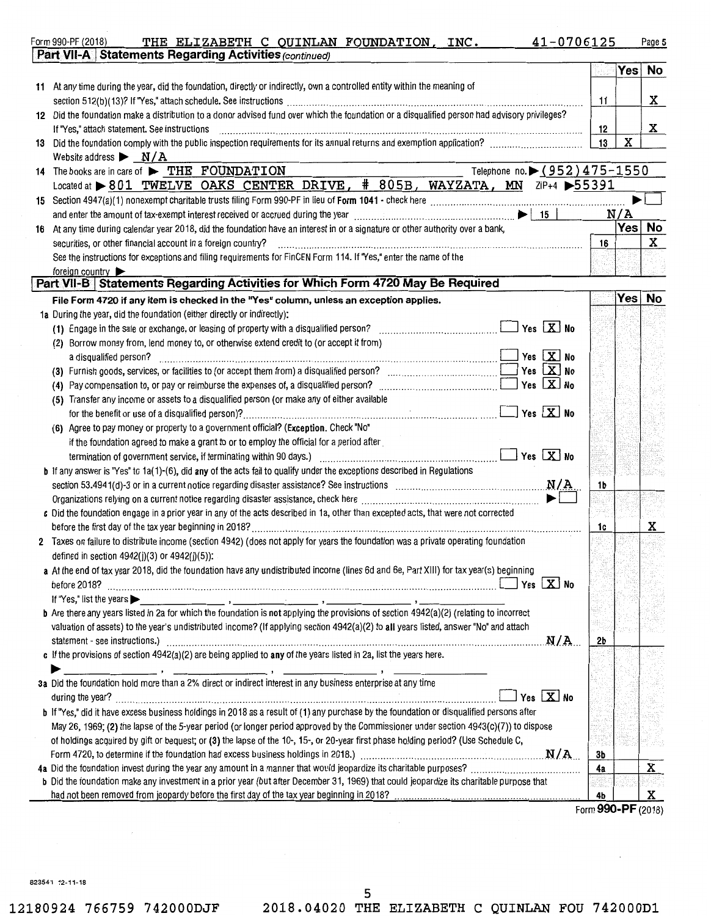Form 990-PF (2018) THE ELIZABETH C QUINLAN FOUNDATION, INC. 41-0706125 Page 5

## Part VII-A Statements Regarding Activities *(continued)*

| | | | Yes | No |
|---|---|---|---|---|
| 11 | At any time during the year, did the foundation, directly or indirectly, own a controlled entity within the meaning of section 512(b)(13)? If "Yes," attach schedule. See instructions | 11 | | X |
| 12 | Did the foundation make a distribution to a donor advised fund over which the foundation or a disqualified person had advisory privileges? If "Yes," attach statement. See instructions | 12 | | X |
| 13 | Did the foundation comply with the public inspection requirements for its annual returns and exemption application? | 13 | X | |

Website address ▶ N/A

14 The books are in care of ▶ THE FOUNDATION Telephone no. ▶ (952)475-1550

Located at ▶ 801 TWELVE OAKS CENTER DRIVE, # 805B, WAYZATA, MN ZIP+4 ▶55391

15 Section 4947(a)(1) nonexempt charitable trusts filing Form 990-PF in lieu of Form 1041 - check here ▶ ☐

and enter the amount of tax-exempt interest received or accrued during the year ▶ | 15 | N/A

| | | | Yes | No |
|---|---|---|---|---|
| 16 | At any time during calendar year 2018, did the foundation have an interest in or a signature or other authority over a bank, securities, or other financial account in a foreign country? | 16 | | X |

See the instructions for exceptions and filing requirements for FinCEN Form 114. If "Yes," enter the name of the foreign country ▶

## Part VII-B Statements Regarding Activities for Which Form 4720 May Be Required

**File Form 4720 if any item is checked in the "Yes" column, unless an exception applies.**

| | | | Yes | No |
|---|---|---|---|---|
| 1a | During the year, did the foundation (either directly or indirectly): | | | |
| | (1) Engage in the sale or exchange, or leasing of property with a disqualified person? ☐ Yes ☒ No | | | |
| | (2) Borrow money from, lend money to, or otherwise extend credit to (or accept it from) a disqualified person? ☐ Yes ☒ No | | | |
| | (3) Furnish goods, services, or facilities to (or accept them from) a disqualified person? ☐ Yes ☒ No | | | |
| | (4) Pay compensation to, or pay or reimburse the expenses of, a disqualified person? ☐ Yes ☒ No | | | |
| | (5) Transfer any income or assets to a disqualified person (or make any of either available for the benefit or use of a disqualified person)? ☐ Yes ☒ No | | | |
| | (6) Agree to pay money or property to a government official? (**Exception.** Check "No" if the foundation agreed to make a grant to or to employ the official for a period after termination of government service, if terminating within 90 days.) ☐ Yes ☒ No | | | |
| b | If any answer is "Yes" to 1a(1)-(6), did **any** of the acts fail to qualify under the exceptions described in Regulations section 53.4941(d)-3 or in a current notice regarding disaster assistance? See instructions N/A | 1b | | |
| | Organizations relying on a current notice regarding disaster assistance, check here ▶ ☐ | | | |
| c | Did the foundation engage in a prior year in any of the acts described in 1a, other than excepted acts, that were not corrected before the first day of the tax year beginning in 2018? | 1c | | X |
| 2 | Taxes on failure to distribute income (section 4942) (does not apply for years the foundation was a private operating foundation defined in section 4942(j)(3) or 4942(j)(5)): | | | |
| a | At the end of tax year 2018, did the foundation have any undistributed income (lines 6d and 6e, Part XIII) for tax year(s) beginning before 2018? ☐ Yes ☒ No | | | |
| | If "Yes," list the years ▶ ____, ____, ____, ____ | | | |
| b | Are there any years listed in 2a for which the foundation is **not** applying the provisions of section 4942(a)(2) (relating to incorrect valuation of assets) to the year's undistributed income? (If applying section 4942(a)(2) to **all** years listed, answer "No" and attach statement - see instructions.) N/A | 2b | | |
| c | If the provisions of section 4942(a)(2) are being applied to **any** of the years listed in 2a, list the years here. ▶ ____, ____, ____, ____ | | | |
| 3a | Did the foundation hold more than a 2% direct or indirect interest in any business enterprise at any time during the year? ☐ Yes ☒ No | | | |
| b | If "Yes," did it have excess business holdings in 2018 as a result of (1) any purchase by the foundation or disqualified persons after May 26, 1969; (2) the lapse of the 5-year period (or longer period approved by the Commissioner under section 4943(c)(7)) to dispose of holdings acquired by gift or bequest; or (3) the lapse of the 10-, 15-, or 20-year first phase holding period? (Use Schedule C, Form 4720, to determine if the foundation had excess business holdings in 2018.) N/A | 3b | | |
| 4a | Did the foundation invest during the year any amount in a manner that would jeopardize its charitable purposes? | 4a | | X |
| b | Did the foundation make any investment in a prior year (but after December 31, 1969) that could jeopardize its charitable purpose that had not been removed from jeopardy before the first day of the tax year beginning in 2018? | 4b | | X |

Form **990-PF** (2018)

823541 12-11-18

12180924 766759 742000DJF 2018.04020 THE ELIZABETH C QUINLAN FOU 742000D1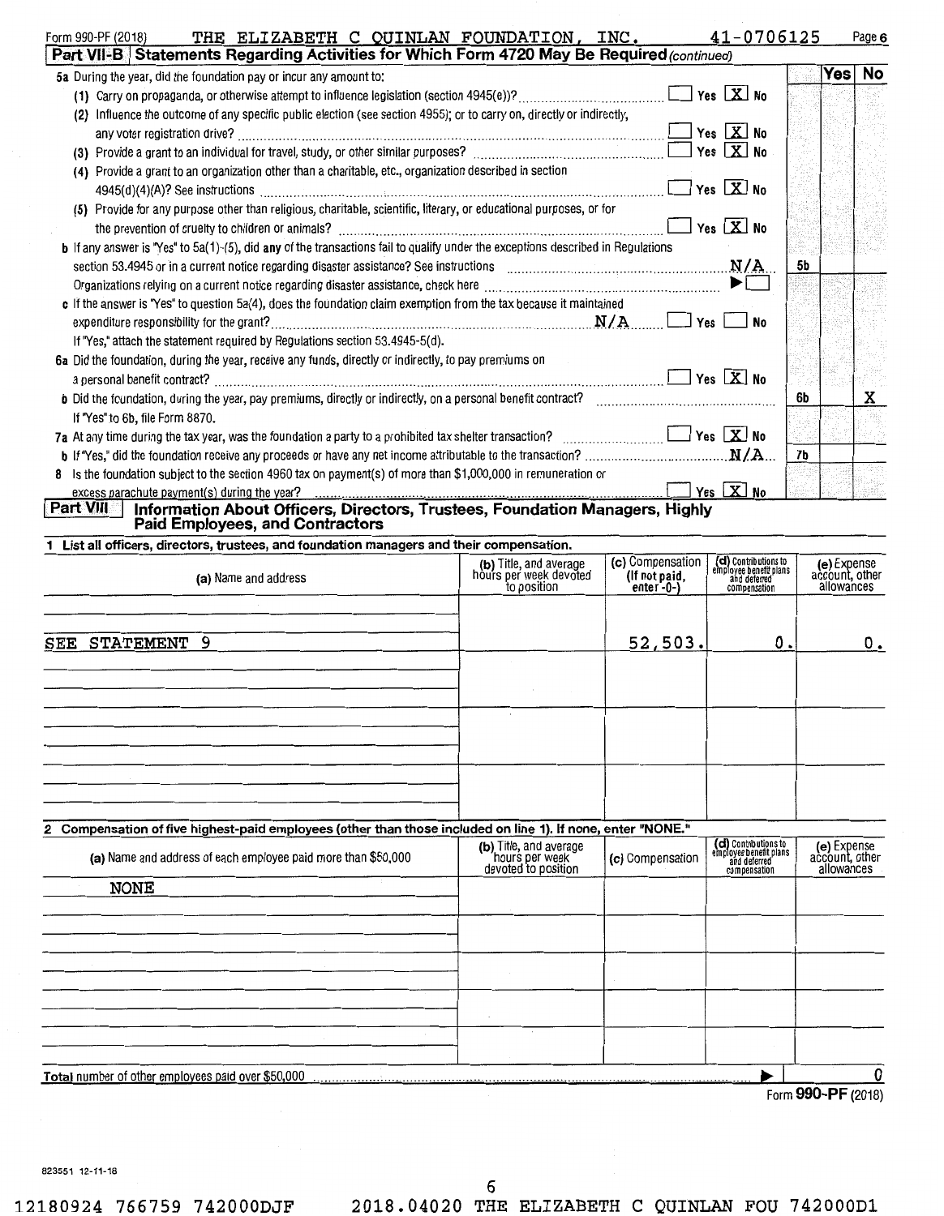Form 990-PF (2018) THE ELIZABETH C QUINLAN FOUNDATION, INC. 41-0706125 Page 6

**Part VII-B Statements Regarding Activities for Which Form 4720 May Be Required** *(continued)*

| | | Yes | No |
|---|---|---|---|
| **5a** During the year, did the foundation pay or incur any amount to: | | | |
| (1) Carry on propaganda, or otherwise attempt to influence legislation (section 4945(e))? ☐ Yes ☒ No | | | |
| (2) Influence the outcome of any specific public election (see section 4955); or to carry on, directly or indirectly, any voter registration drive? ☐ Yes ☒ No | | | |
| (3) Provide a grant to an individual for travel, study, or other similar purposes? ☐ Yes ☒ No | | | |
| (4) Provide a grant to an organization other than a charitable, etc., organization described in section 4945(d)(4)(A)? See instructions ☐ Yes ☒ No | | | |
| (5) Provide for any purpose other than religious, charitable, scientific, literary, or educational purposes, or for the prevention of cruelty to children or animals? ☐ Yes ☒ No | | | |
| **b** If any answer is "Yes" to 5a(1)-(5), did **any** of the transactions fail to qualify under the exceptions described in Regulations section 53.4945 or in a current notice regarding disaster assistance? See instructions N/A | 5b | | |
| Organizations relying on a current notice regarding disaster assistance, check here ▶☐ | | | |
| **c** If the answer is "Yes" to question 5a(4), does the foundation claim exemption from the tax because it maintained expenditure responsibility for the grant? N/A ☐ Yes ☐ No | | | |
| If "Yes," attach the statement required by Regulations section 53.4945-5(d). | | | |
| **6a** Did the foundation, during the year, receive any funds, directly or indirectly, to pay premiums on a personal benefit contract? ☐ Yes ☒ No | | | |
| **b** Did the foundation, during the year, pay premiums, directly or indirectly, on a personal benefit contract? | 6b | | X |
| If "Yes" to 6b, file Form 8870. | | | |
| **7a** At any time during the tax year, was the foundation a party to a prohibited tax shelter transaction? ☐ Yes ☒ No | | | |
| **b** If "Yes," did the foundation receive any proceeds or have any net income attributable to the transaction? N/A | 7b | | |
| **8** Is the foundation subject to the section 4960 tax on payment(s) of more than $1,000,000 in remuneration or excess parachute payment(s) during the year? ☐ Yes ☒ No | | | |

**Part VIII Information About Officers, Directors, Trustees, Foundation Managers, Highly Paid Employees, and Contractors**

**1 List all officers, directors, trustees, and foundation managers and their compensation.**

| (a) Name and address | (b) Title, and average hours per week devoted to position | (c) Compensation (If not paid, enter -0-) | (d) Contributions to employee benefit plans and deferred compensation | (e) Expense account, other allowances |
|---|---|---|---|---|
| SEE STATEMENT 9 | | 52,503. | 0. | 0. |

**2 Compensation of five highest-paid employees (other than those included on line 1). If none, enter "NONE."**

| (a) Name and address of each employee paid more than $50,000 | (b) Title, and average hours per week devoted to position | (c) Compensation | (d) Contributions to employee benefit plans and deferred compensation | (e) Expense account, other allowances |
|---|---|---|---|---|
| NONE | | | | |

**Total** number of other employees paid over $50,000 ▶ 0

Form **990-PF** (2018)

823551 12-11-18

12180924 766759 742000DJF 2018.04020 THE ELIZABETH C QUINLAN FOU 742000D1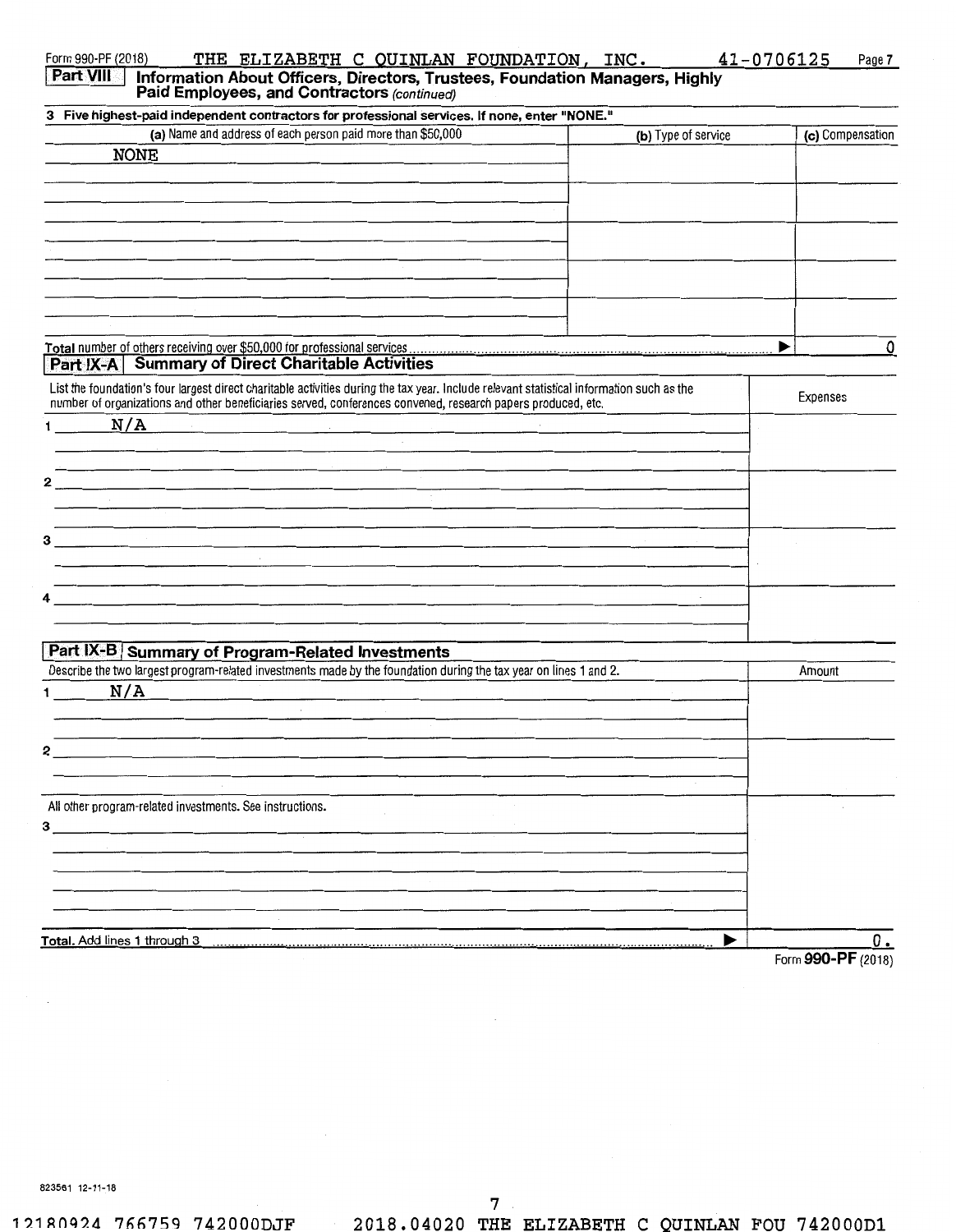Form 990-PF (2018) THE ELIZABETH C QUINLAN FOUNDATION, INC. 41-0706125 Page 7

## Part VIII Information About Officers, Directors, Trustees, Foundation Managers, Highly Paid Employees, and Contractors *(continued)*

**3 Five highest-paid independent contractors for professional services. If none, enter "NONE."**

| (a) Name and address of each person paid more than $50,000 | (b) Type of service | (c) Compensation |
|---|---|---|
| NONE | | |
| | | |
| | | |
| | | |
| | | |

Total number of others receiving over $50,000 for professional services ▶ 0

## Part IX-A Summary of Direct Charitable Activities

| List the foundation's four largest direct charitable activities during the tax year. Include relevant statistical information such as the number of organizations and other beneficiaries served, conferences convened, research papers produced, etc. | Expenses |
|---|---|
| 1 N/A | |
| 2 | |
| 3 | |
| 4 | |

## Part IX-B Summary of Program-Related Investments

| Describe the two largest program-related investments made by the foundation during the tax year on lines 1 and 2. | Amount |
|---|---|
| 1 N/A | |
| 2 | |
| All other program-related investments. See instructions. | |
| 3 | |
| **Total.** Add lines 1 through 3 ▶ | 0. |

Form **990-PF** (2018)

823561 12-11-18

12180924 766759 742000DJF 2018.04020 THE ELIZABETH C QUINLAN FOU 742000D1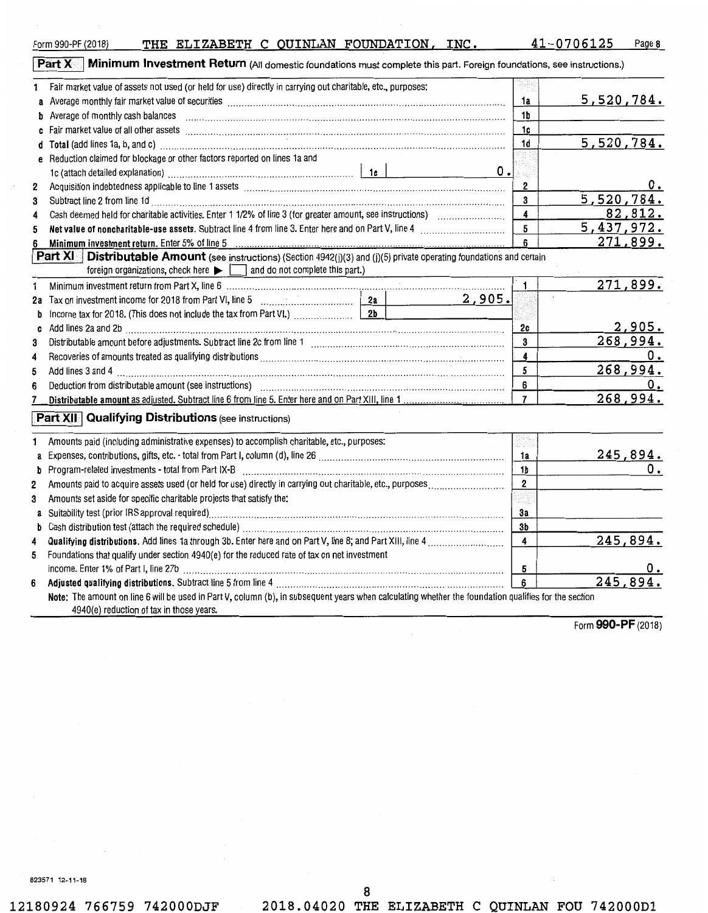Form 990-PF (2018) THE ELIZABETH C QUINLAN FOUNDATION, INC. 41-0706125 Page 8

## Part X Minimum Investment Return (All domestic foundations must complete this part. Foreign foundations, see instructions.)

| | | | |
|---|---|---|---|
| 1 | Fair market value of assets not used (or held for use) directly in carrying out charitable, etc., purposes: | | |
| a | Average monthly fair market value of securities | 1a | 5,520,784. |
| b | Average of monthly cash balances | 1b | |
| c | Fair market value of all other assets | 1c | |
| d | Total (add lines 1a, b, and c) | 1d | 5,520,784. |
| e | Reduction claimed for blockage or other factors reported on lines 1a and 1c (attach detailed explanation) 1e 0. | | |
| 2 | Acquisition indebtedness applicable to line 1 assets | 2 | 0. |
| 3 | Subtract line 2 from line 1d | 3 | 5,520,784. |
| 4 | Cash deemed held for charitable activities. Enter 1 1/2% of line 3 (for greater amount, see instructions) | 4 | 82,812. |
| 5 | **Net value of noncharitable-use assets.** Subtract line 4 from line 3. Enter here and on Part V, line 4 | 5 | 5,437,972. |
| 6 | **Minimum investment return.** Enter 5% of line 5 | 6 | 271,899. |

## Part XI Distributable Amount (see instructions) (Section 4942(j)(3) and (j)(5) private operating foundations and certain foreign organizations, check here ▶ ☐ and do not complete this part.)

| | | | |
|---|---|---|---|
| 1 | Minimum investment return from Part X, line 6 | 1 | 271,899. |
| 2a | Tax on investment income for 2018 from Part VI, line 5 2a 2,905. | | |
| b | Income tax for 2018. (This does not include the tax from Part VI.) 2b | | |
| c | Add lines 2a and 2b | 2c | 2,905. |
| 3 | Distributable amount before adjustments. Subtract line 2c from line 1 | 3 | 268,994. |
| 4 | Recoveries of amounts treated as qualifying distributions | 4 | 0. |
| 5 | Add lines 3 and 4 | 5 | 268,994. |
| 6 | Deduction from distributable amount (see instructions) | 6 | 0. |
| 7 | **Distributable amount** as adjusted. Subtract line 6 from line 5. Enter here and on Part XIII, line 1 | 7 | 268,994. |

## Part XII Qualifying Distributions (see instructions)

| | | | |
|---|---|---|---|
| 1 | Amounts paid (including administrative expenses) to accomplish charitable, etc., purposes: | | |
| a | Expenses, contributions, gifts, etc. - total from Part I, column (d), line 26 | 1a | 245,894. |
| b | Program-related investments - total from Part IX-B | 1b | 0. |
| 2 | Amounts paid to acquire assets used (or held for use) directly in carrying out charitable, etc., purposes | 2 | |
| 3 | Amounts set aside for specific charitable projects that satisfy the: | | |
| a | Suitability test (prior IRS approval required) | 3a | |
| b | Cash distribution test (attach the required schedule) | 3b | |
| 4 | **Qualifying distributions.** Add lines 1a through 3b. Enter here and on Part V, line 8; and Part XIII, line 4 | 4 | 245,894. |
| 5 | Foundations that qualify under section 4940(e) for the reduced rate of tax on net investment income. Enter 1% of Part I, line 27b | 5 | 0. |
| 6 | **Adjusted qualifying distributions.** Subtract line 5 from line 4 | 6 | 245,894. |

**Note:** The amount on line 6 will be used in Part V, column (b), in subsequent years when calculating whether the foundation qualifies for the section 4940(e) reduction of tax in those years.

Form **990-PF** (2018)

823571 12-11-18

12180924 766759 742000DJF 2018.04020 THE ELIZABETH C QUINLAN FOU 742000D1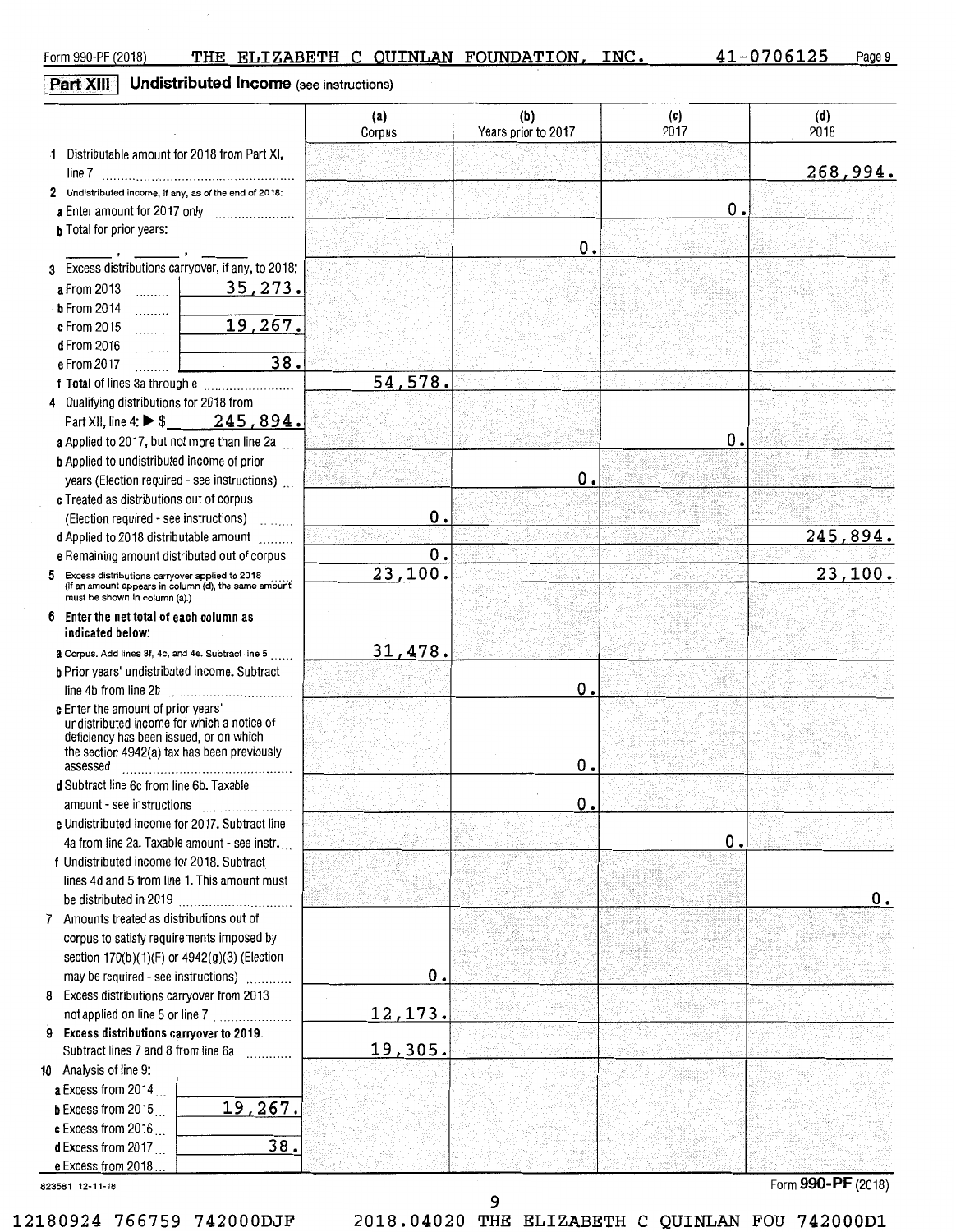Form 990-PF (2018) THE ELIZABETH C QUINLAN FOUNDATION, INC. 41-0706125

## Part XIII Undistributed Income (see instructions)

| | (a) Corpus | (b) Years prior to 2017 | (c) 2017 | (d) 2018 |
|---|---|---|---|---|
| 1 Distributable amount for 2018 from Part XI, line 7 | | | | 268,994. |
| 2 Undistributed income, if any, as of the end of 2018: | | | | |
| a Enter amount for 2017 only | | | 0. | |
| b Total for prior years: ____, ____, ____ | | 0. | | |
| 3 Excess distributions carryover, if any, to 2018: | | | | |
| a From 2013 ... 35,273. | | | | |
| b From 2014 ... | | | | |
| c From 2015 ... 19,267. | | | | |
| d From 2016 ... | | | | |
| e From 2017 ... 38. | | | | |
| f Total of lines 3a through e | 54,578. | | | |
| 4 Qualifying distributions for 2018 from Part XII, line 4: ▶ $ 245,894. | | | | |
| a Applied to 2017, but not more than line 2a | | | 0. | |
| b Applied to undistributed income of prior years (Election required - see instructions) | | 0. | | |
| c Treated as distributions out of corpus (Election required - see instructions) | 0. | | | |
| d Applied to 2018 distributable amount | | | | 245,894. |
| e Remaining amount distributed out of corpus | 0. | | | |
| 5 Excess distributions carryover applied to 2018 (If an amount appears in column (d), the same amount must be shown in column (a).) | 23,100. | | | 23,100. |
| 6 Enter the net total of each column as indicated below: | | | | |
| a Corpus. Add lines 3f, 4c, and 4e. Subtract line 5 | 31,478. | | | |
| b Prior years' undistributed income. Subtract line 4b from line 2b | | 0. | | |
| c Enter the amount of prior years' undistributed income for which a notice of deficiency has been issued, or on which the section 4942(a) tax has been previously assessed | | 0. | | |
| d Subtract line 6c from line 6b. Taxable amount - see instructions | | 0. | | |
| e Undistributed income for 2017. Subtract line 4a from line 2a. Taxable amount - see instr. | | | 0. | |
| f Undistributed income for 2018. Subtract lines 4d and 5 from line 1. This amount must be distributed in 2019 | | | | 0. |
| 7 Amounts treated as distributions out of corpus to satisfy requirements imposed by section 170(b)(1)(F) or 4942(g)(3) (Election may be required - see instructions) | 0. | | | |
| 8 Excess distributions carryover from 2013 not applied on line 5 or line 7 | 12,173. | | | |
| 9 Excess distributions carryover to 2019. Subtract lines 7 and 8 from line 6a | 19,305. | | | |
| 10 Analysis of line 9: | | | | |
| a Excess from 2014 ... | | | | |
| b Excess from 2015 ... 19,267. | | | | |
| c Excess from 2016 ... | | | | |
| d Excess from 2017 ... 38. | | | | |
| e Excess from 2018 ... | | | | |

823581 12-11-18

Form 990-PF (2018)

12180924 766759 742000DJF 2018.04020 THE ELIZABETH C QUINLAN FOU 742000D1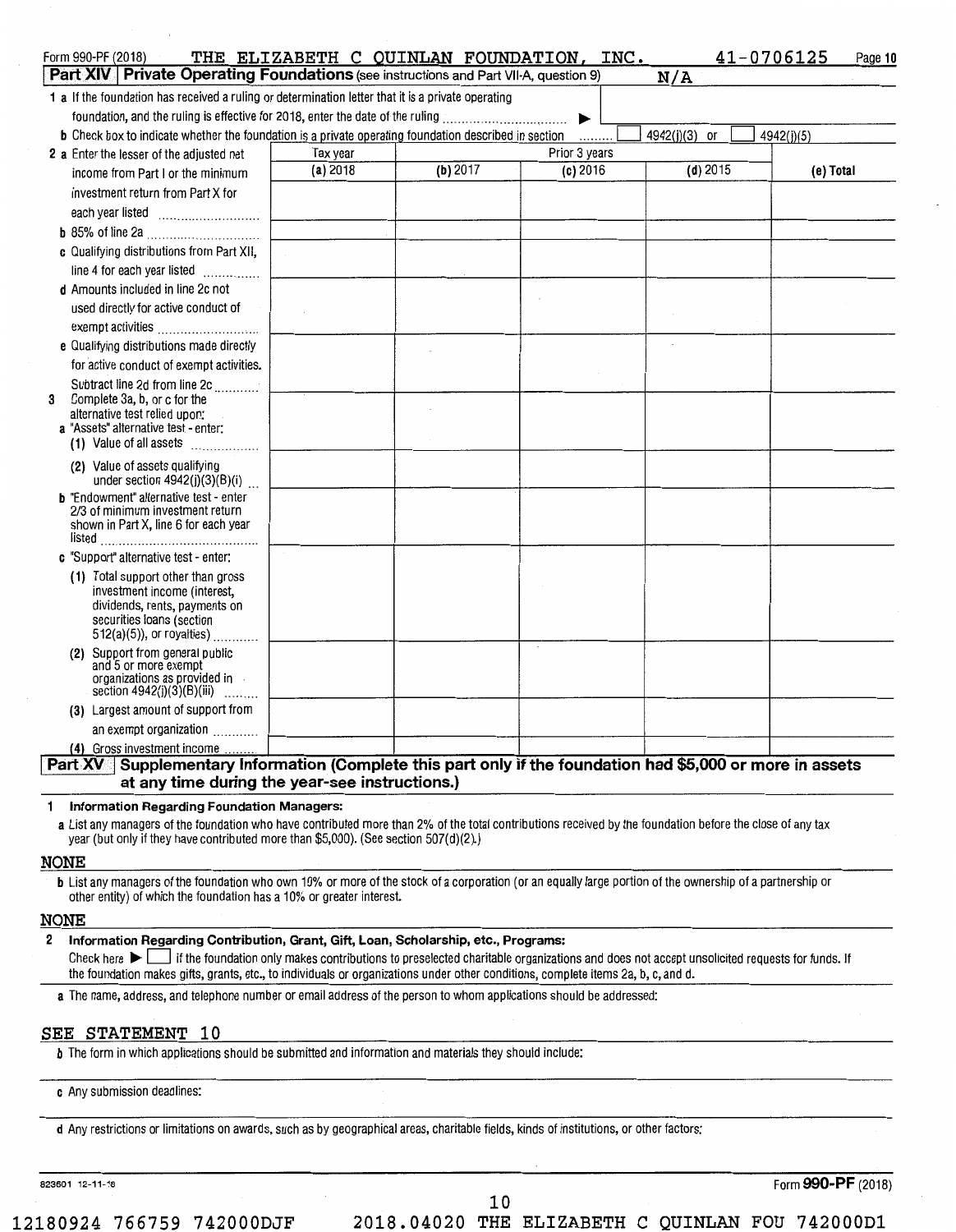Form 990-PF (2018) THE ELIZABETH C QUINLAN FOUNDATION, INC. 41-0706125

## Part XIV | Private Operating Foundations (see instructions and Part VII-A, question 9) N/A

**1 a** If the foundation has received a ruling or determination letter that it is a private operating foundation, and the ruling is effective for 2018, enter the date of the ruling ........ ▶

**b** Check box to indicate whether the foundation is a private operating foundation described in section ........ ☐ 4942(j)(3) or ☐ 4942(j)(5)

| | Tax year | Prior 3 years | | | |
|---|---|---|---|---|---|
| | (a) 2018 | (b) 2017 | (c) 2016 | (d) 2015 | (e) Total |
| **2 a** Enter the lesser of the adjusted net income from Part I or the minimum investment return from Part X for each year listed | | | | | |
| **b** 85% of line 2a | | | | | |
| **c** Qualifying distributions from Part XII, line 4 for each year listed | | | | | |
| **d** Amounts included in line 2c not used directly for active conduct of exempt activities | | | | | |
| **e** Qualifying distributions made directly for active conduct of exempt activities. Subtract line 2d from line 2c | | | | | |
| **3** Complete 3a, b, or c for the alternative test relied upon: **a** "Assets" alternative test - enter: (1) Value of all assets | | | | | |
| (2) Value of assets qualifying under section 4942(j)(3)(B)(i) | | | | | |
| **b** "Endowment" alternative test - enter 2/3 of minimum investment return shown in Part X, line 6 for each year listed | | | | | |
| **c** "Support" alternative test - enter: (1) Total support other than gross investment income (interest, dividends, rents, payments on securities loans (section 512(a)(5)), or royalties) | | | | | |
| (2) Support from general public and 5 or more exempt organizations as provided in section 4942(j)(3)(B)(iii) | | | | | |
| (3) Largest amount of support from an exempt organization | | | | | |
| (4) Gross investment income | | | | | |

## Part XV | Supplementary Information (Complete this part only if the foundation had $5,000 or more in assets at any time during the year-see instructions.)

**1 Information Regarding Foundation Managers:**

**a** List any managers of the foundation who have contributed more than 2% of the total contributions received by the foundation before the close of any tax year (but only if they have contributed more than $5,000). (See section 507(d)(2).)

NONE

**b** List any managers of the foundation who own 10% or more of the stock of a corporation (or an equally large portion of the ownership of a partnership or other entity) of which the foundation has a 10% or greater interest.

NONE

**2 Information Regarding Contribution, Grant, Gift, Loan, Scholarship, etc., Programs:**

Check here ▶ ☐ if the foundation only makes contributions to preselected charitable organizations and does not accept unsolicited requests for funds. If the foundation makes gifts, grants, etc., to individuals or organizations under other conditions, complete items 2a, b, c, and d.

**a** The name, address, and telephone number or email address of the person to whom applications should be addressed:

SEE STATEMENT 10

**b** The form in which applications should be submitted and information and materials they should include:

**c** Any submission deadlines:

**d** Any restrictions or limitations on awards, such as by geographical areas, charitable fields, kinds of institutions, or other factors:

823601 12-11-18 Form **990-PF** (2018)

12180924 766759 742000DJF 2018.04020 THE ELIZABETH C QUINLAN FOU 742000D1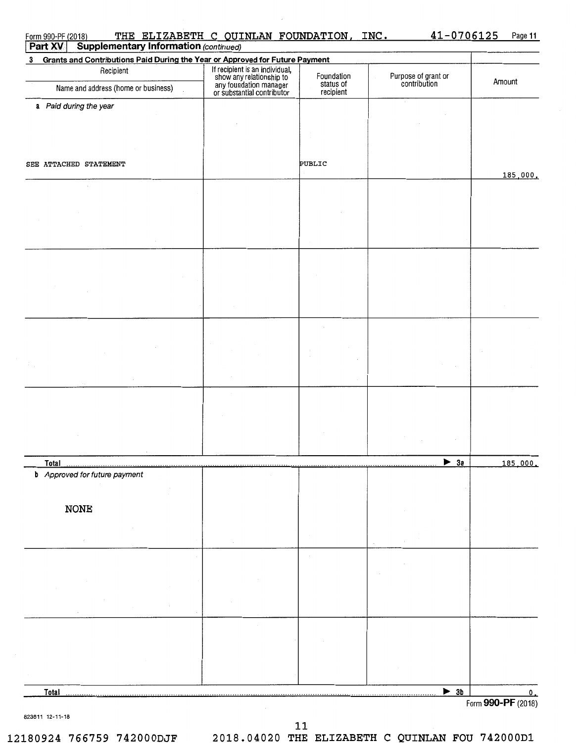Form 990-PF (2018) THE ELIZABETH C QUINLAN FOUNDATION, INC. 41-0706125 Page 11

**Part XV Supplementary Information** *(continued)*

**3 Grants and Contributions Paid During the Year or Approved for Future Payment**

| Recipient<br>Name and address (home or business) | If recipient is an individual, show any relationship to any foundation manager or substantial contributor | Foundation status of recipient | Purpose of grant or contribution | Amount |
|---|---|---|---|---|
| *a Paid during the year* | | | | |
| SEE ATTACHED STATEMENT | | PUBLIC | | 185,000. |
| **Total** | | | ▶ 3a | 185,000. |
| *b Approved for future payment* | | | | |
| NONE | | | | |
| **Total** | | | ▶ 3b | 0. |

Form **990-PF** (2018)

823611 12-11-18

12180924 766759 742000DJF 2018.04020 THE ELIZABETH C QUINLAN FOU 742000D1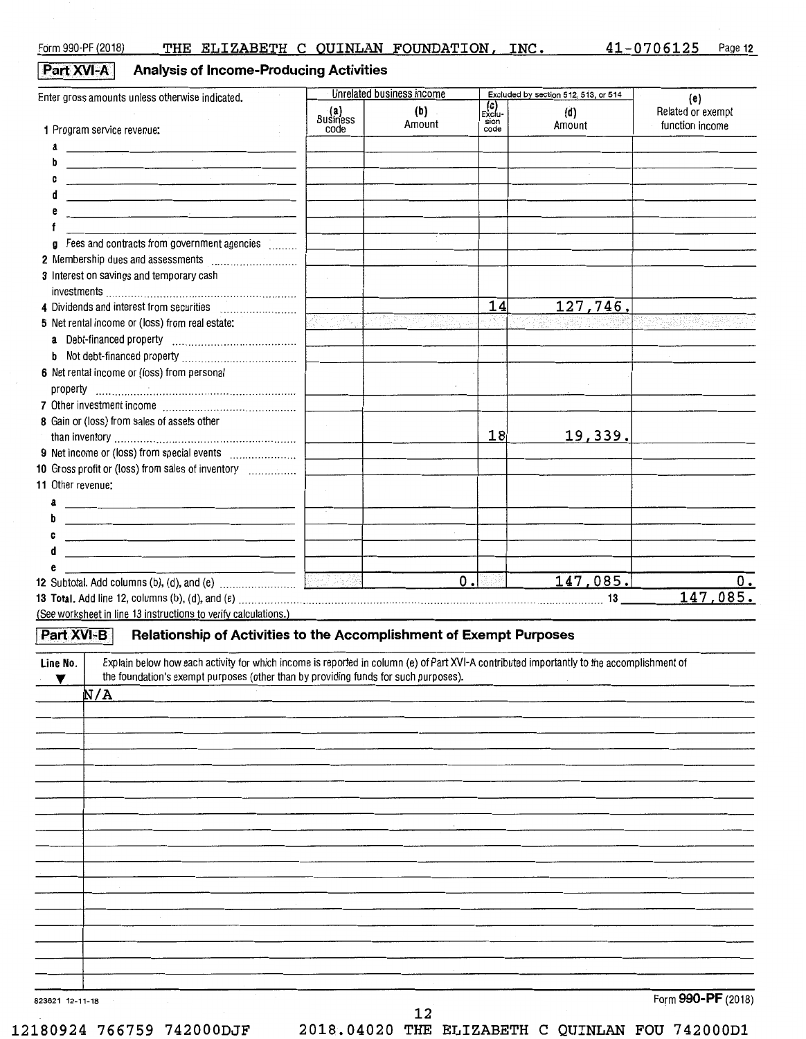Form 990-PF (2018) THE ELIZABETH C QUINLAN FOUNDATION, INC. 41-0706125 Page 12

## Part XVI-A Analysis of Income-Producing Activities

| Enter gross amounts unless otherwise indicated. | Unrelated business income | | Excluded by section 512, 513, or 514 | | (e) Related or exempt function income |
|---|---|---|---|---|---|
| | (a) Business code | (b) Amount | (c) Exclusion code | (d) Amount | |
| 1 Program service revenue: | | | | | |
| a | | | | | |
| b | | | | | |
| c | | | | | |
| d | | | | | |
| e | | | | | |
| f | | | | | |
| g Fees and contracts from government agencies | | | | | |
| 2 Membership dues and assessments | | | | | |
| 3 Interest on savings and temporary cash investments | | | | | |
| 4 Dividends and interest from securities | | | 14 | 127,746. | |
| 5 Net rental income or (loss) from real estate: | | | | | |
| a Debt-financed property | | | | | |
| b Not debt-financed property | | | | | |
| 6 Net rental income or (loss) from personal property | | | | | |
| 7 Other investment income | | | | | |
| 8 Gain or (loss) from sales of assets other than inventory | | | 18 | 19,339. | |
| 9 Net income or (loss) from special events | | | | | |
| 10 Gross profit or (loss) from sales of inventory | | | | | |
| 11 Other revenue: | | | | | |
| a | | | | | |
| b | | | | | |
| c | | | | | |
| d | | | | | |
| e | | | | | |
| 12 Subtotal. Add columns (b), (d), and (e) | | 0. | | 147,085. | 0. |

**13 Total.** Add line 12, columns (b), (d), and (e) ........ 13 147,085.

(See worksheet in line 13 instructions to verify calculations.)

## Part XVI-B Relationship of Activities to the Accomplishment of Exempt Purposes

| Line No. ▼ | Explain below how each activity for which income is reported in column (e) of Part XVI-A contributed importantly to the accomplishment of the foundation's exempt purposes (other than by providing funds for such purposes). |
|---|---|
| | N/A |

823621 12-11-18

Form **990-PF** (2018)

12180924 766759 742000DJF 2018.04020 THE ELIZABETH C QUINLAN FOU 742000D1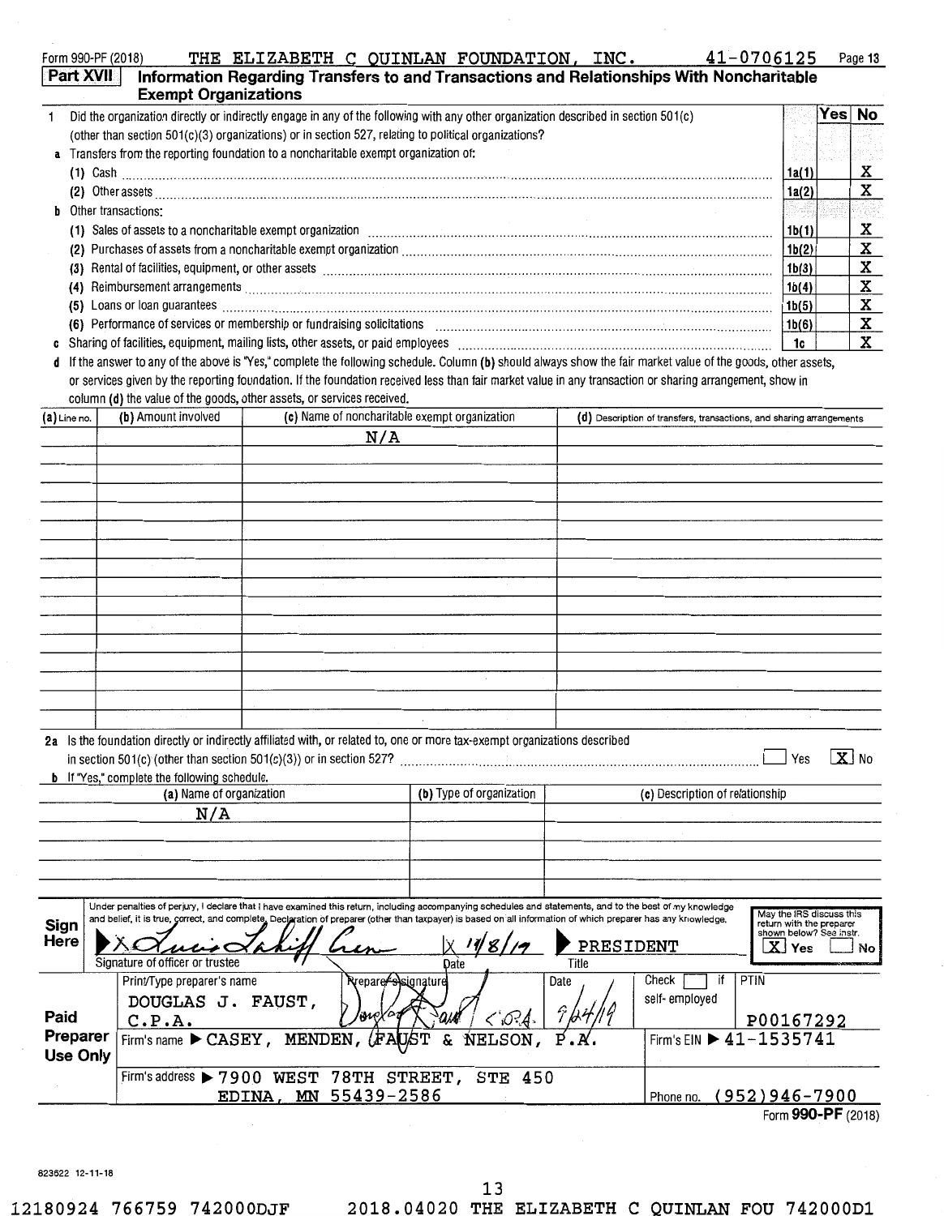Form 990-PF (2018) THE ELIZABETH C QUINLAN FOUNDATION, INC. 41-0706125 Page 13

## Part XVII Information Regarding Transfers to and Transactions and Relationships With Noncharitable Exempt Organizations

| | | Yes | No |
|---|---|---|---|
| 1 Did the organization directly or indirectly engage in any of the following with any other organization described in section 501(c) (other than section 501(c)(3) organizations) or in section 527, relating to political organizations? | | | |
| a Transfers from the reporting foundation to a noncharitable exempt organization of: | | | |
| (1) Cash | 1a(1) | | X |
| (2) Other assets | 1a(2) | | X |
| b Other transactions: | | | |
| (1) Sales of assets to a noncharitable exempt organization | 1b(1) | | X |
| (2) Purchases of assets from a noncharitable exempt organization | 1b(2) | | X |
| (3) Rental of facilities, equipment, or other assets | 1b(3) | | X |
| (4) Reimbursement arrangements | 1b(4) | | X |
| (5) Loans or loan guarantees | 1b(5) | | X |
| (6) Performance of services or membership or fundraising solicitations | 1b(6) | | X |
| c Sharing of facilities, equipment, mailing lists, other assets, or paid employees | 1c | | X |

d If the answer to any of the above is "Yes," complete the following schedule. Column (b) should always show the fair market value of the goods, other assets, or services given by the reporting foundation. If the foundation received less than fair market value in any transaction or sharing arrangement, show in column (d) the value of the goods, other assets, or services received.

| (a) Line no. | (b) Amount involved | (c) Name of noncharitable exempt organization | (d) Description of transfers, transactions, and sharing arrangements |
|---|---|---|---|
| | | N/A | |

2a Is the foundation directly or indirectly affiliated with, or related to, one or more tax-exempt organizations described in section 501(c) (other than section 501(c)(3)) or in section 527? ☐ Yes ☒ No

b If "Yes," complete the following schedule.

| (a) Name of organization | (b) Type of organization | (c) Description of relationship |
|---|---|---|
| N/A | | |

**Sign Here**

Under penalties of perjury, I declare that I have examined this return, including accompanying schedules and statements, and to the best of my knowledge and belief, it is true, correct, and complete. Declaration of preparer (other than taxpayer) is based on all information of which preparer has any knowledge.

Signature of officer or trustee: [signature] Date: 11/8/19 Title: PRESIDENT

May the IRS discuss this return with the preparer shown below? See instr. ☒ Yes ☐ No

**Paid Preparer Use Only**

| Print/Type preparer's name | Preparer's signature | Date | Check ☐ if self-employed | PTIN |
|---|---|---|---|---|
| DOUGLAS J. FAUST, C.P.A. | [signature] C.P.A. | 9/24/19 | | P00167292 |

Firm's name ▶ CASEY, MENDEN, FAUST & NELSON, P.A. Firm's EIN ▶ 41-1535741

Firm's address ▶ 7900 WEST 78TH STREET, STE 450 EDINA, MN 55439-2586 Phone no. (952)946-7900

Form **990-PF** (2018)

823622 12-11-18

12180924 766759 742000DJF 2018.04020 THE ELIZABETH C QUINLAN FOU 742000D1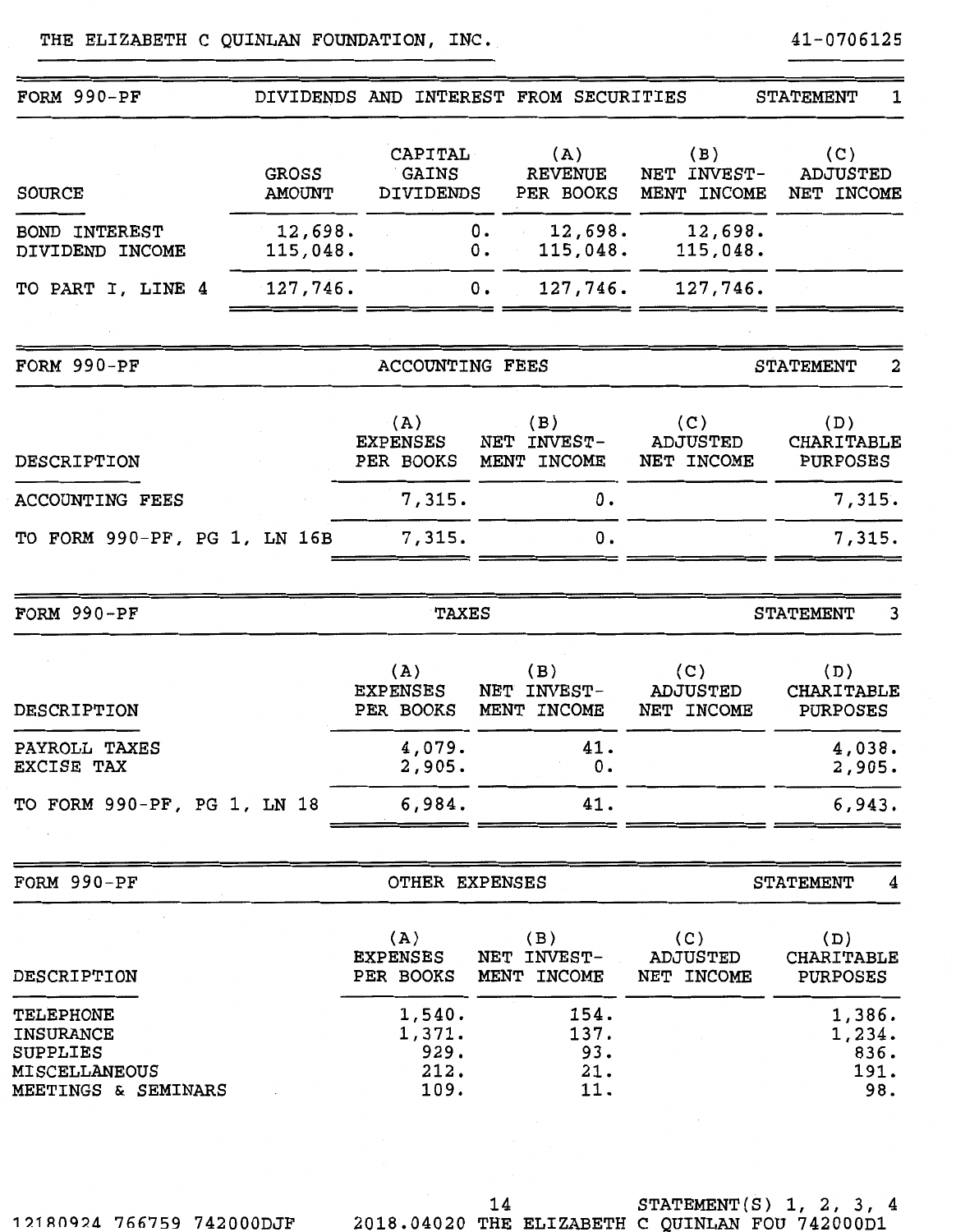THE ELIZABETH C QUINLAN FOUNDATION, INC. 41-0706125

## FORM 990-PF DIVIDENDS AND INTEREST FROM SECURITIES STATEMENT 1

| SOURCE | GROSS AMOUNT | CAPITAL GAINS DIVIDENDS | (A) REVENUE PER BOOKS | (B) NET INVEST-MENT INCOME | (C) ADJUSTED NET INCOME |
|---|---|---|---|---|---|
| BOND INTEREST | 12,698. | 0. | 12,698. | 12,698. | |
| DIVIDEND INCOME | 115,048. | 0. | 115,048. | 115,048. | |
| TO PART I, LINE 4 | 127,746. | 0. | 127,746. | 127,746. | |

## FORM 990-PF ACCOUNTING FEES STATEMENT 2

| DESCRIPTION | (A) EXPENSES PER BOOKS | (B) NET INVEST-MENT INCOME | (C) ADJUSTED NET INCOME | (D) CHARITABLE PURPOSES |
|---|---|---|---|---|
| ACCOUNTING FEES | 7,315. | 0. | | 7,315. |
| TO FORM 990-PF, PG 1, LN 16B | 7,315. | 0. | | 7,315. |

## FORM 990-PF TAXES STATEMENT 3

| DESCRIPTION | (A) EXPENSES PER BOOKS | (B) NET INVEST-MENT INCOME | (C) ADJUSTED NET INCOME | (D) CHARITABLE PURPOSES |
|---|---|---|---|---|
| PAYROLL TAXES | 4,079. | 41. | | 4,038. |
| EXCISE TAX | 2,905. | 0. | | 2,905. |
| TO FORM 990-PF, PG 1, LN 18 | 6,984. | 41. | | 6,943. |

## FORM 990-PF OTHER EXPENSES STATEMENT 4

| DESCRIPTION | (A) EXPENSES PER BOOKS | (B) NET INVEST-MENT INCOME | (C) ADJUSTED NET INCOME | (D) CHARITABLE PURPOSES |
|---|---|---|---|---|
| TELEPHONE | 1,540. | 154. | | 1,386. |
| INSURANCE | 1,371. | 137. | | 1,234. |
| SUPPLIES | 929. | 93. | | 836. |
| MISCELLANEOUS | 212. | 21. | | 191. |
| MEETINGS & SEMINARS | 109. | 11. | | 98. |

STATEMENT(S) 1, 2, 3, 4

12180924 766759 742000DJF 2018.04020 THE ELIZABETH C QUINLAN FOU 742000D1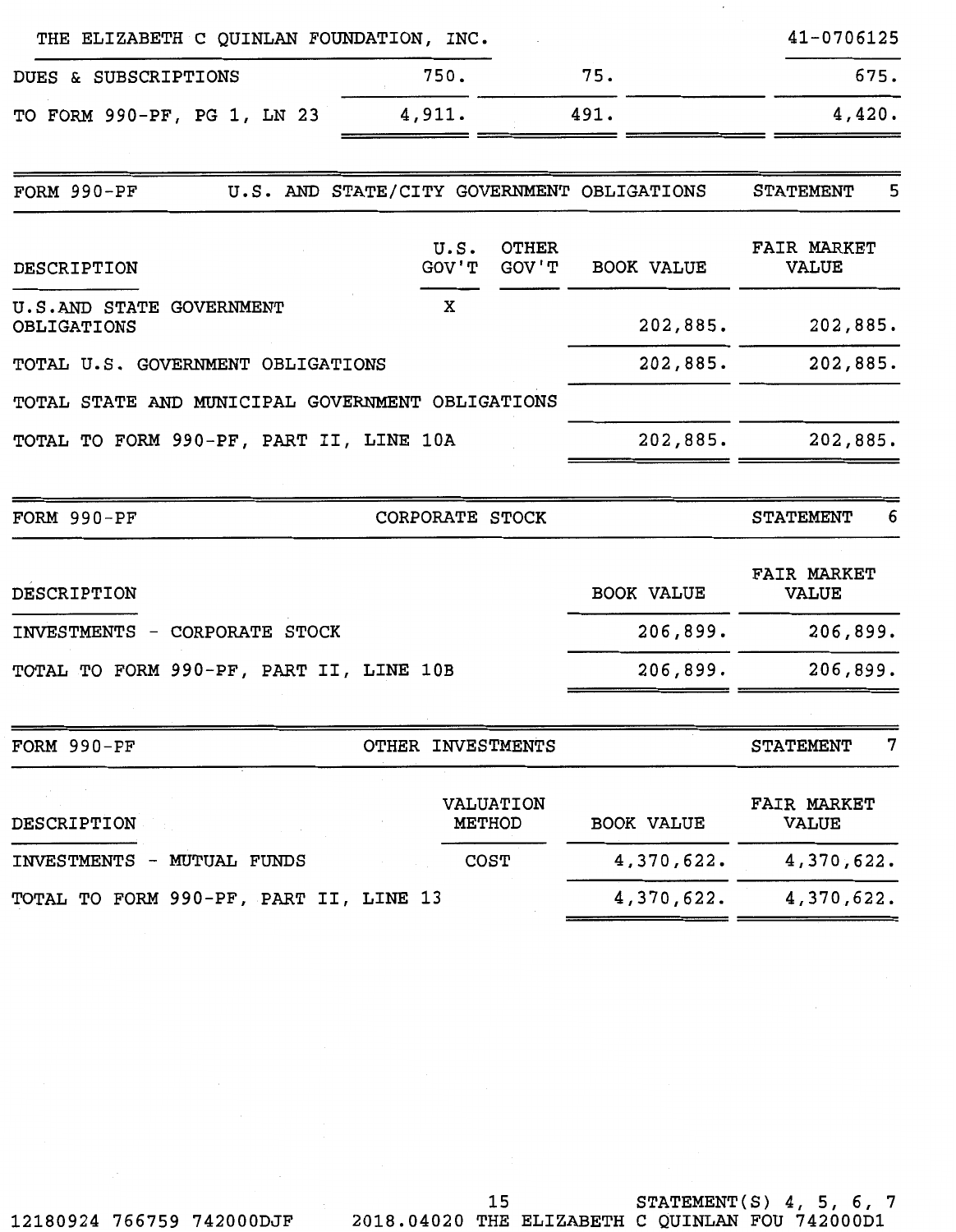THE ELIZABETH C QUINLAN FOUNDATION, INC. 41-0706125

| | | | | |
|---|---|---|---|---|
| DUES & SUBSCRIPTIONS | 750. | 75. | | 675. |
| TO FORM 990-PF, PG 1, LN 23 | 4,911. | 491. | | 4,420. |

| FORM 990-PF | U.S. AND STATE/CITY GOVERNMENT OBLIGATIONS | | | STATEMENT 5 |
|---|---|---|---|---|
| DESCRIPTION | U.S. GOV'T | OTHER GOV'T | BOOK VALUE | FAIR MARKET VALUE |
| U.S.AND STATE GOVERNMENT OBLIGATIONS | X | | 202,885. | 202,885. |
| TOTAL U.S. GOVERNMENT OBLIGATIONS | | | 202,885. | 202,885. |
| TOTAL STATE AND MUNICIPAL GOVERNMENT OBLIGATIONS | | | | |
| TOTAL TO FORM 990-PF, PART II, LINE 10A | | | 202,885. | 202,885. |

| FORM 990-PF | CORPORATE STOCK | STATEMENT 6 |
|---|---|---|
| DESCRIPTION | BOOK VALUE | FAIR MARKET VALUE |
| INVESTMENTS - CORPORATE STOCK | 206,899. | 206,899. |
| TOTAL TO FORM 990-PF, PART II, LINE 10B | 206,899. | 206,899. |

| FORM 990-PF | OTHER INVESTMENTS | | STATEMENT 7 |
|---|---|---|---|
| DESCRIPTION | VALUATION METHOD | BOOK VALUE | FAIR MARKET VALUE |
| INVESTMENTS - MUTUAL FUNDS | COST | 4,370,622. | 4,370,622. |
| TOTAL TO FORM 990-PF, PART II, LINE 13 | | 4,370,622. | 4,370,622. |

STATEMENT(S) 4, 5, 6, 7

12180924 766759 742000DJF 2018.04020 THE ELIZABETH C QUINLAN FOU 742000D1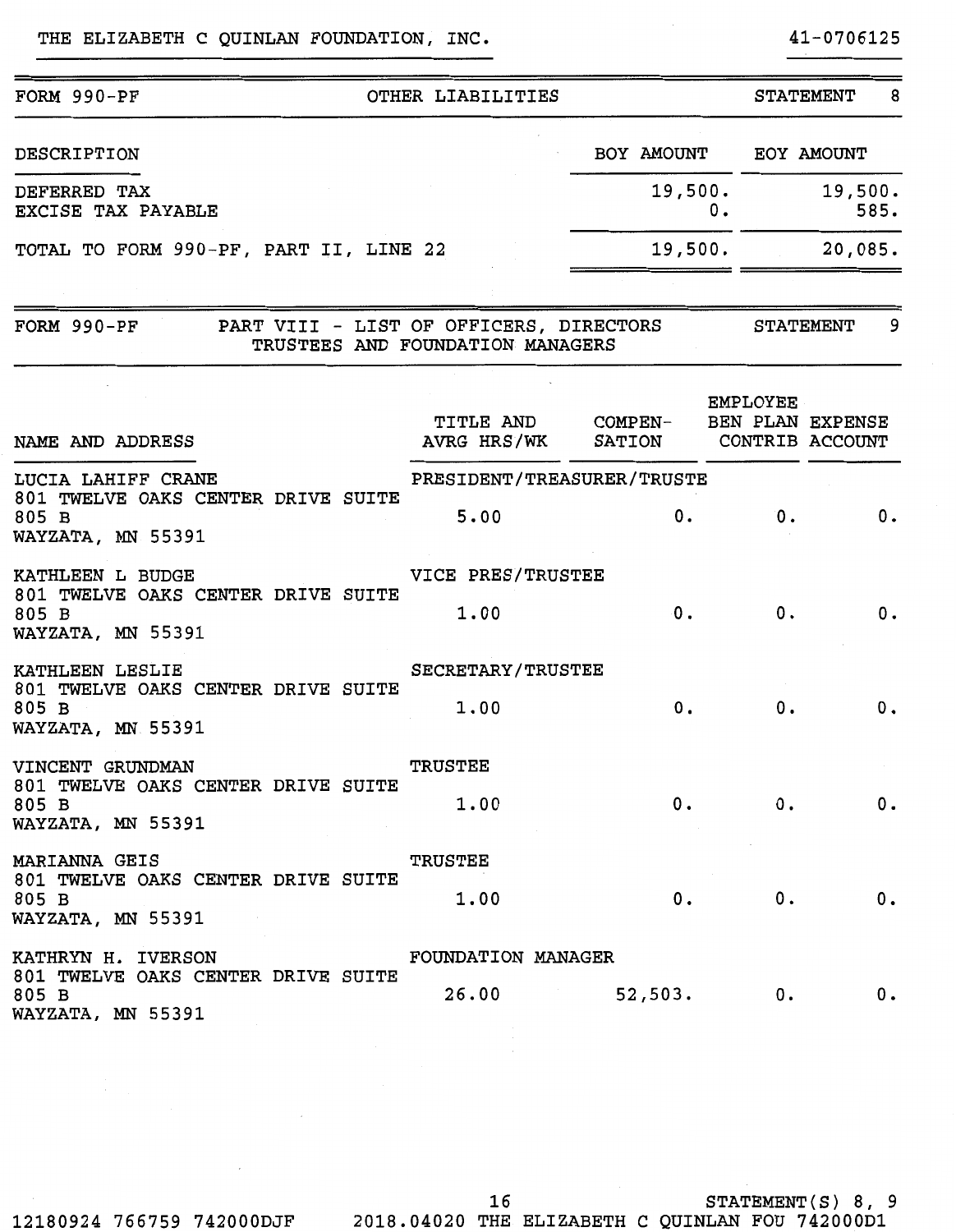THE ELIZABETH C QUINLAN FOUNDATION, INC. 41-0706125

| FORM 990-PF | OTHER LIABILITIES | STATEMENT 8 |
|---|---|---|

| DESCRIPTION | BOY AMOUNT | EOY AMOUNT |
|---|---|---|
| DEFERRED TAX | 19,500. | 19,500. |
| EXCISE TAX PAYABLE | 0. | 585. |
| TOTAL TO FORM 990-PF, PART II, LINE 22 | 19,500. | 20,085. |

| FORM 990-PF | PART VIII - LIST OF OFFICERS, DIRECTORS TRUSTEES AND FOUNDATION MANAGERS | STATEMENT 9 |
|---|---|---|

| NAME AND ADDRESS | TITLE AND AVRG HRS/WK | COMPEN-SATION | EMPLOYEE BEN PLAN CONTRIB | EXPENSE ACCOUNT |
|---|---|---|---|---|
| LUCIA LAHIFF CRANE<br>801 TWELVE OAKS CENTER DRIVE SUITE 805 B<br>WAYZATA, MN 55391 | PRESIDENT/TREASURER/TRUSTE<br>5.00 | 0. | 0. | 0. |
| KATHLEEN L BUDGE<br>801 TWELVE OAKS CENTER DRIVE SUITE 805 B<br>WAYZATA, MN 55391 | VICE PRES/TRUSTEE<br>1.00 | 0. | 0. | 0. |
| KATHLEEN LESLIE<br>801 TWELVE OAKS CENTER DRIVE SUITE 805 B<br>WAYZATA, MN 55391 | SECRETARY/TRUSTEE<br>1.00 | 0. | 0. | 0. |
| VINCENT GRUNDMAN<br>801 TWELVE OAKS CENTER DRIVE SUITE 805 B<br>WAYZATA, MN 55391 | TRUSTEE<br>1.00 | 0. | 0. | 0. |
| MARIANNA GEIS<br>801 TWELVE OAKS CENTER DRIVE SUITE 805 B<br>WAYZATA, MN 55391 | TRUSTEE<br>1.00 | 0. | 0. | 0. |
| KATHRYN H. IVERSON<br>801 TWELVE OAKS CENTER DRIVE SUITE 805 B<br>WAYZATA, MN 55391 | FOUNDATION MANAGER<br>26.00 | 52,503. | 0. | 0. |

STATEMENT(S) 8, 9

12180924 766759 742000DJF 2018.04020 THE ELIZABETH C QUINLAN FOU 742000D1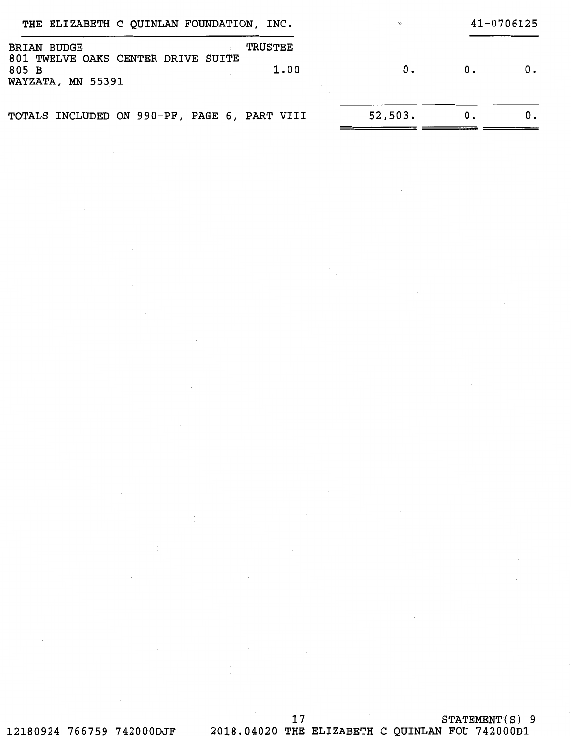THE ELIZABETH C QUINLAN FOUNDATION, INC. 41-0706125

| | | | | |
|---|---|---|---|---|
| BRIAN BUDGE<br>801 TWELVE OAKS CENTER DRIVE SUITE<br>805 B<br>WAYZATA, MN 55391 | TRUSTEE<br>1.00 | 0. | 0. | 0. |
| TOTALS INCLUDED ON 990-PF, PAGE 6, PART VIII | | 52,503. | 0. | 0. |

STATEMENT(S) 9

12180924 766759 742000DJF 2018.04020 THE ELIZABETH C QUINLAN FOU 742000D1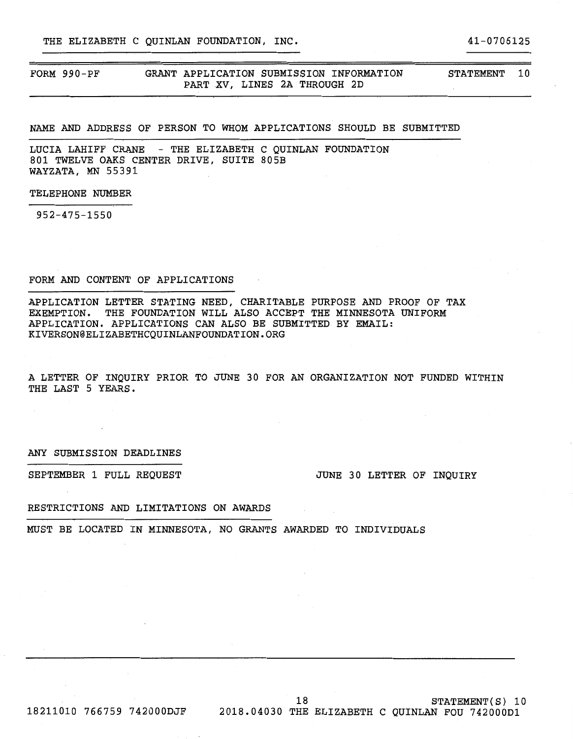THE ELIZABETH C QUINLAN FOUNDATION, INC. 41-0706125

FORM 990-PF GRANT APPLICATION SUBMISSION INFORMATION STATEMENT 10
PART XV, LINES 2A THROUGH 2D

NAME AND ADDRESS OF PERSON TO WHOM APPLICATIONS SHOULD BE SUBMITTED

LUCIA LAHIFF CRANE - THE ELIZABETH C QUINLAN FOUNDATION
801 TWELVE OAKS CENTER DRIVE, SUITE 805B
WAYZATA, MN 55391

TELEPHONE NUMBER

952-475-1550

FORM AND CONTENT OF APPLICATIONS

APPLICATION LETTER STATING NEED, CHARITABLE PURPOSE AND PROOF OF TAX EXEMPTION. THE FOUNDATION WILL ALSO ACCEPT THE MINNESOTA UNIFORM APPLICATION. APPLICATIONS CAN ALSO BE SUBMITTED BY EMAIL: KIVERSON@ELIZABETHCQUINLANFOUNDATION.ORG

A LETTER OF INQUIRY PRIOR TO JUNE 30 FOR AN ORGANIZATION NOT FUNDED WITHIN THE LAST 5 YEARS.

ANY SUBMISSION DEADLINES

SEPTEMBER 1 FULL REQUEST JUNE 30 LETTER OF INQUIRY

RESTRICTIONS AND LIMITATIONS ON AWARDS

MUST BE LOCATED IN MINNESOTA, NO GRANTS AWARDED TO INDIVIDUALS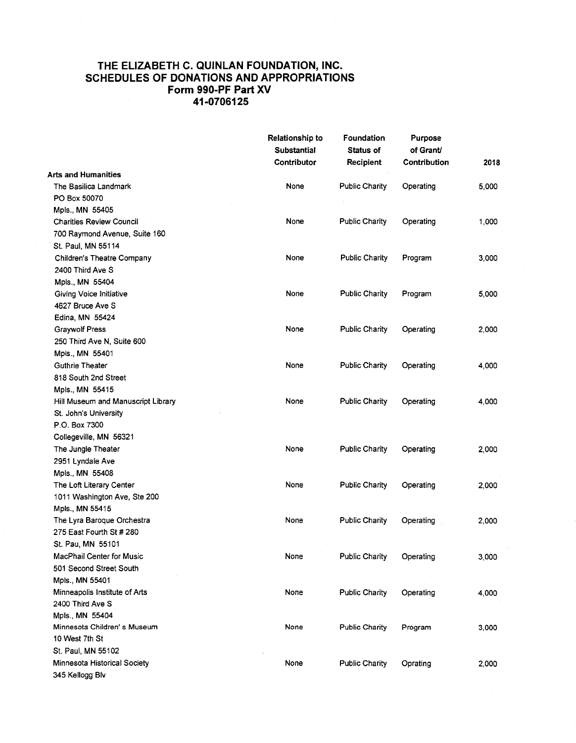# THE ELIZABETH C. QUINLAN FOUNDATION, INC.
## SCHEDULES OF DONATIONS AND APPROPRIATIONS
### Form 990-PF Part XV
### 41-0706125

| | Relationship to Substantial Contributor | Foundation Status of Recipient | Purpose of Grant/ Contribution | 2018 |
|---|---|---|---|---|
| **Arts and Humanities** | | | | |
| The Basilica Landmark<br>PO Box 50070<br>Mpls., MN 55405 | None | Public Charity | Operating | 5,000 |
| Charities Review Council<br>700 Raymond Avenue, Suite 160<br>St. Paul, MN 55114 | None | Public Charity | Operating | 1,000 |
| Children's Theatre Company<br>2400 Third Ave S<br>Mpls., MN 55404 | None | Public Charity | Program | 3,000 |
| Giving Voice Initiative<br>4627 Bruce Ave S<br>Edina, MN 55424 | None | Public Charity | Program | 5,000 |
| Graywolf Press<br>250 Third Ave N, Suite 600<br>Mpls., MN 55401 | None | Public Charity | Operating | 2,000 |
| Guthrie Theater<br>818 South 2nd Street<br>Mpls., MN 55415 | None | Public Charity | Operating | 4,000 |
| Hill Museum and Manuscript Library<br>St. John's University<br>P.O. Box 7300<br>Collegeville, MN 56321 | None | Public Charity | Operating | 4,000 |
| The Jungle Theater<br>2951 Lyndale Ave<br>Mpls., MN 55408 | None | Public Charity | Operating | 2,000 |
| The Loft Literary Center<br>1011 Washington Ave, Ste 200<br>Mpls., MN 55415 | None | Public Charity | Operating | 2,000 |
| The Lyra Baroque Orchestra<br>275 East Fourth St # 280<br>St. Pau, MN 55101 | None | Public Charity | Operating | 2,000 |
| MacPhail Center for Music<br>501 Second Street South<br>Mpls., MN 55401 | None | Public Charity | Operating | 3,000 |
| Minneapolis Institute of Arts<br>2400 Third Ave S<br>Mpls., MN 55404 | None | Public Charity | Operating | 4,000 |
| Minnesota Children' s Museum<br>10 West 7th St<br>St. Paul, MN 55102 | None | Public Charity | Program | 3,000 |
| Minnesota Historical Society<br>345 Kellogg Blv | None | Public Charity | Oprating | 2,000 |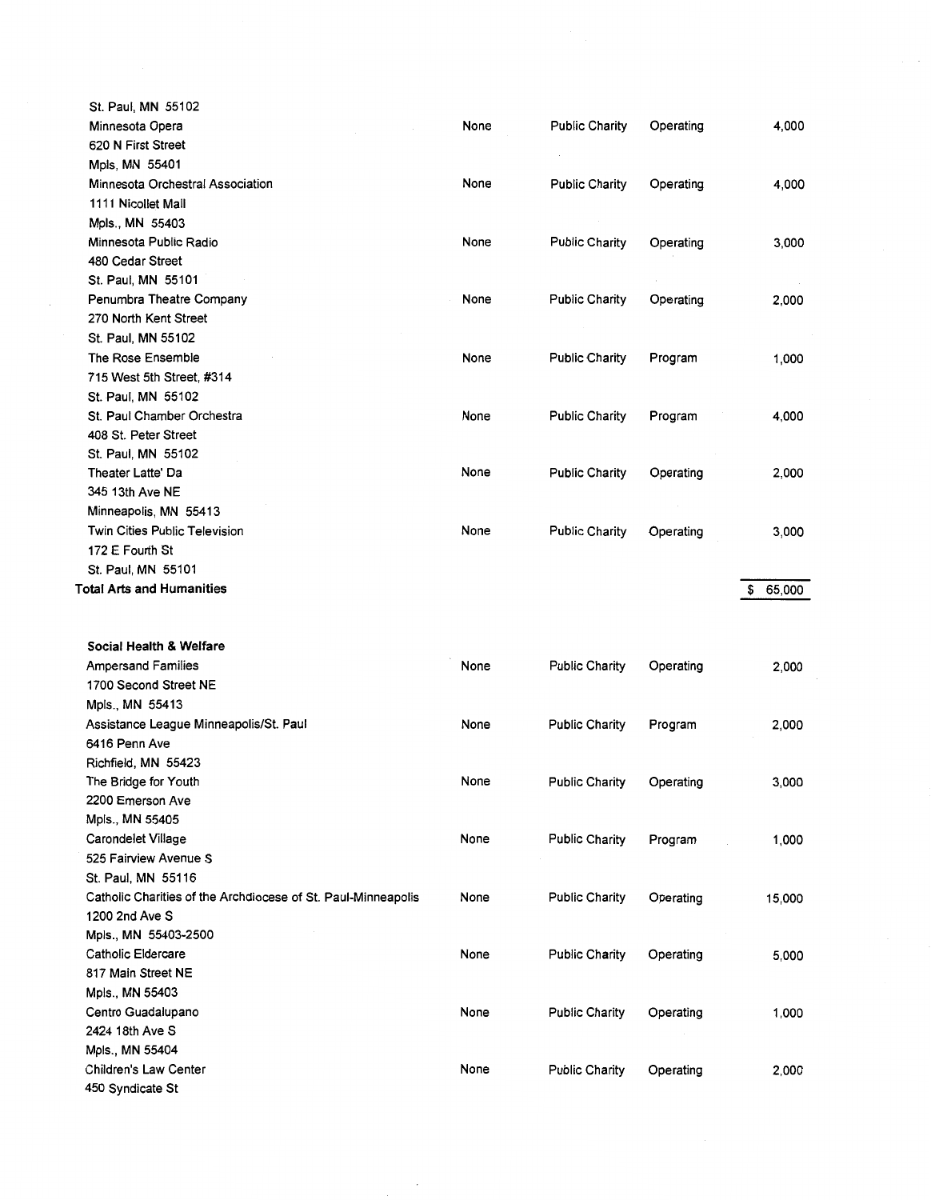| | | | | |
|---|---|---|---|---|
| St. Paul, MN 55102 | | | | |
| Minnesota Opera<br>620 N First Street<br>Mpls, MN 55401 | None | Public Charity | Operating | 4,000 |
| Minnesota Orchestral Association<br>1111 Nicollet Mall<br>Mpls., MN 55403 | None | Public Charity | Operating | 4,000 |
| Minnesota Public Radio<br>480 Cedar Street<br>St. Paul, MN 55101 | None | Public Charity | Operating | 3,000 |
| Penumbra Theatre Company<br>270 North Kent Street<br>St. Paul, MN 55102 | None | Public Charity | Operating | 2,000 |
| The Rose Ensemble<br>715 West 5th Street, #314<br>St. Paul, MN 55102 | None | Public Charity | Program | 1,000 |
| St. Paul Chamber Orchestra<br>408 St. Peter Street<br>St. Paul, MN 55102 | None | Public Charity | Program | 4,000 |
| Theater Latte' Da<br>345 13th Ave NE<br>Minneapolis, MN 55413 | None | Public Charity | Operating | 2,000 |
| Twin Cities Public Television<br>172 E Fourth St<br>St. Paul, MN 55101 | None | Public Charity | Operating | 3,000 |
| **Total Arts and Humanities** | | | | $ 65,000 |

**Social Health & Welfare**

| | | | | |
|---|---|---|---|---|
| Ampersand Families<br>1700 Second Street NE<br>Mpls., MN 55413 | None | Public Charity | Operating | 2,000 |
| Assistance League Minneapolis/St. Paul<br>6416 Penn Ave<br>Richfield, MN 55423 | None | Public Charity | Program | 2,000 |
| The Bridge for Youth<br>2200 Emerson Ave<br>Mpls., MN 55405 | None | Public Charity | Operating | 3,000 |
| Carondelet Village<br>525 Fairview Avenue S<br>St. Paul, MN 55116 | None | Public Charity | Program | 1,000 |
| Catholic Charities of the Archdiocese of St. Paul-Minneapolis<br>1200 2nd Ave S<br>Mpls., MN 55403-2500 | None | Public Charity | Operating | 15,000 |
| Catholic Eldercare<br>817 Main Street NE<br>Mpls., MN 55403 | None | Public Charity | Operating | 5,000 |
| Centro Guadalupano<br>2424 18th Ave S<br>Mpls., MN 55404 | None | Public Charity | Operating | 1,000 |
| Children's Law Center<br>450 Syndicate St | None | Public Charity | Operating | 2,000 |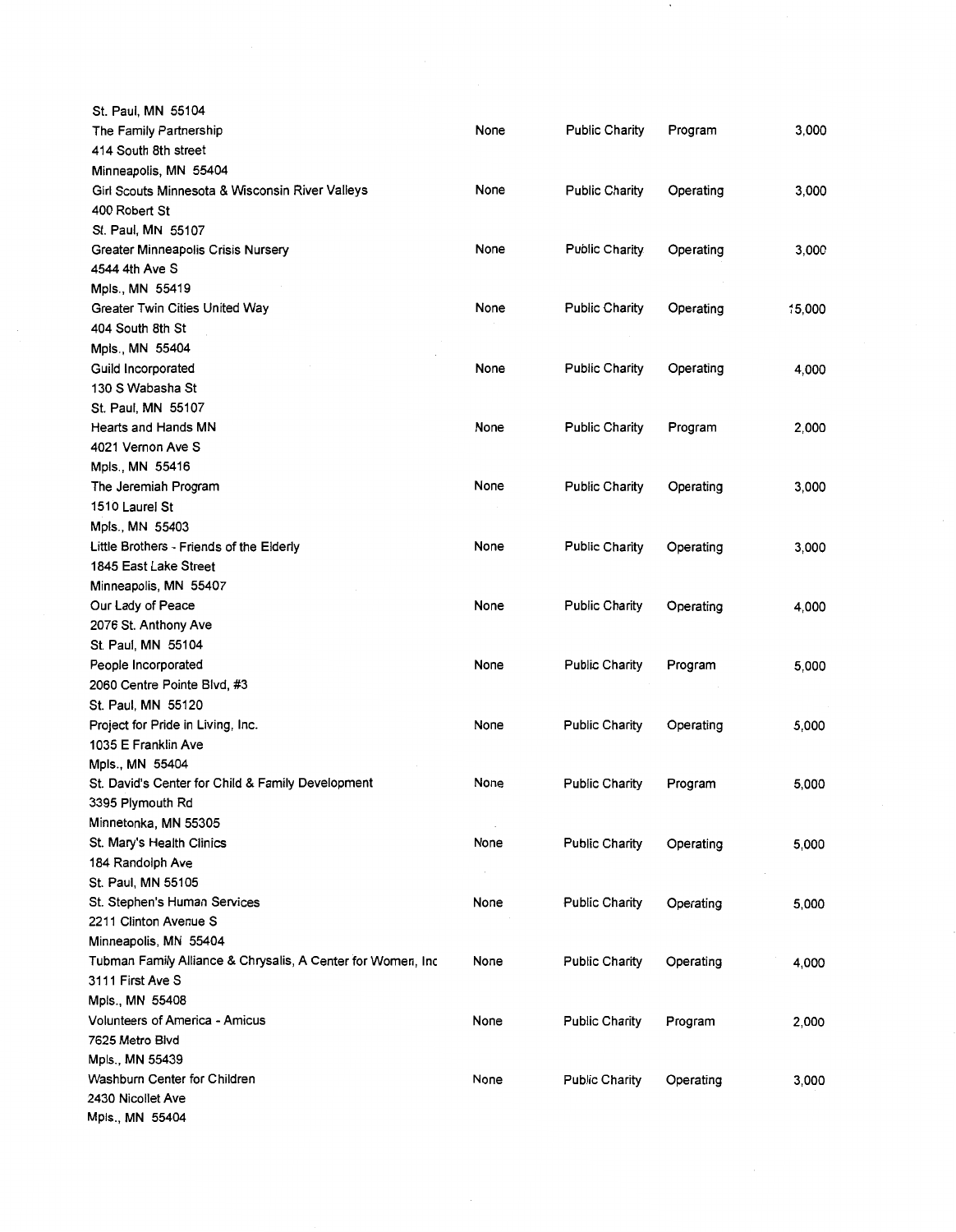| | | | | |
|---|---|---|---|---|
| St. Paul, MN 55104 | | | | |
| The Family Partnership<br>414 South 8th street<br>Minneapolis, MN 55404 | None | Public Charity | Program | 3,000 |
| Girl Scouts Minnesota & Wisconsin River Valleys<br>400 Robert St<br>St. Paul, MN 55107 | None | Public Charity | Operating | 3,000 |
| Greater Minneapolis Crisis Nursery<br>4544 4th Ave S<br>Mpls., MN 55419 | None | Public Charity | Operating | 3,000 |
| Greater Twin Cities United Way<br>404 South 8th St<br>Mpls., MN 55404 | None | Public Charity | Operating | 15,000 |
| Guild Incorporated<br>130 S Wabasha St<br>St. Paul, MN 55107 | None | Public Charity | Operating | 4,000 |
| Hearts and Hands MN<br>4021 Vernon Ave S<br>Mpls., MN 55416 | None | Public Charity | Program | 2,000 |
| The Jeremiah Program<br>1510 Laurel St<br>Mpls., MN 55403 | None | Public Charity | Operating | 3,000 |
| Little Brothers - Friends of the Elderly<br>1845 East Lake Street<br>Minneapolis, MN 55407 | None | Public Charity | Operating | 3,000 |
| Our Lady of Peace<br>2076 St. Anthony Ave<br>St. Paul, MN 55104 | None | Public Charity | Operating | 4,000 |
| People Incorporated<br>2060 Centre Pointe Blvd, #3<br>St. Paul, MN 55120 | None | Public Charity | Program | 5,000 |
| Project for Pride in Living, Inc.<br>1035 E Franklin Ave<br>Mpls., MN 55404 | None | Public Charity | Operating | 5,000 |
| St. David's Center for Child & Family Development<br>3395 Plymouth Rd<br>Minnetonka, MN 55305 | None | Public Charity | Program | 5,000 |
| St. Mary's Health Clinics<br>184 Randolph Ave<br>St. Paul, MN 55105 | None | Public Charity | Operating | 5,000 |
| St. Stephen's Human Services<br>2211 Clinton Avenue S<br>Minneapolis, MN 55404 | None | Public Charity | Operating | 5,000 |
| Tubman Family Alliance & Chrysalis, A Center for Women, Inc<br>3111 First Ave S<br>Mpls., MN 55408 | None | Public Charity | Operating | 4,000 |
| Volunteers of America - Amicus<br>7625 Metro Blvd<br>Mpls., MN 55439 | None | Public Charity | Program | 2,000 |
| Washburn Center for Children<br>2430 Nicollet Ave<br>Mpls., MN 55404 | None | Public Charity | Operating | 3,000 |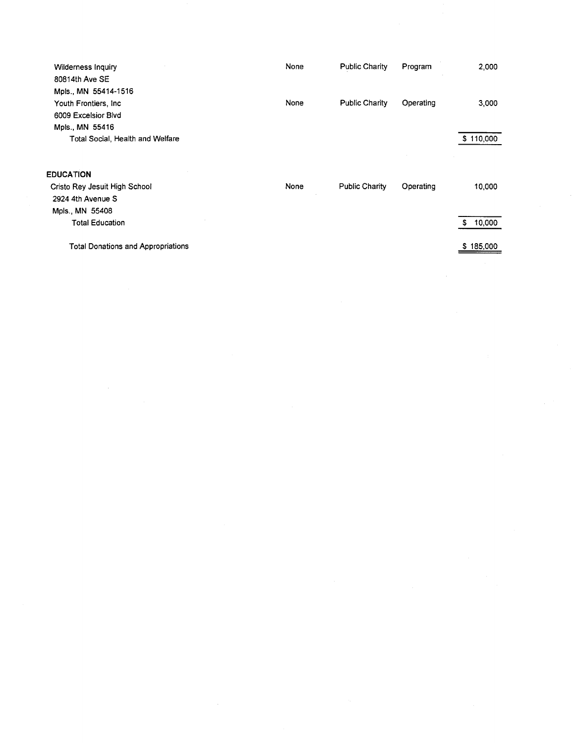| | | | | |
|---|---|---|---|---|
| Wilderness Inquiry<br>80814th Ave SE<br>Mpls., MN 55414-1516 | None | Public Charity | Program | 2,000 |
| Youth Frontiers, Inc<br>6009 Excelsior Blvd<br>Mpls., MN 55416 | None | Public Charity | Operating | 3,000 |
| Total Social, Health and Welfare | | | | $ 110,000 |
| **EDUCATION** | | | | |
| Cristo Rey Jesuit High School<br>2924 4th Avenue S<br>Mpls., MN 55408 | None | Public Charity | Operating | 10,000 |
| Total Education | | | | $ 10,000 |
| Total Donations and Appropriations | | | | $ 185,000 |